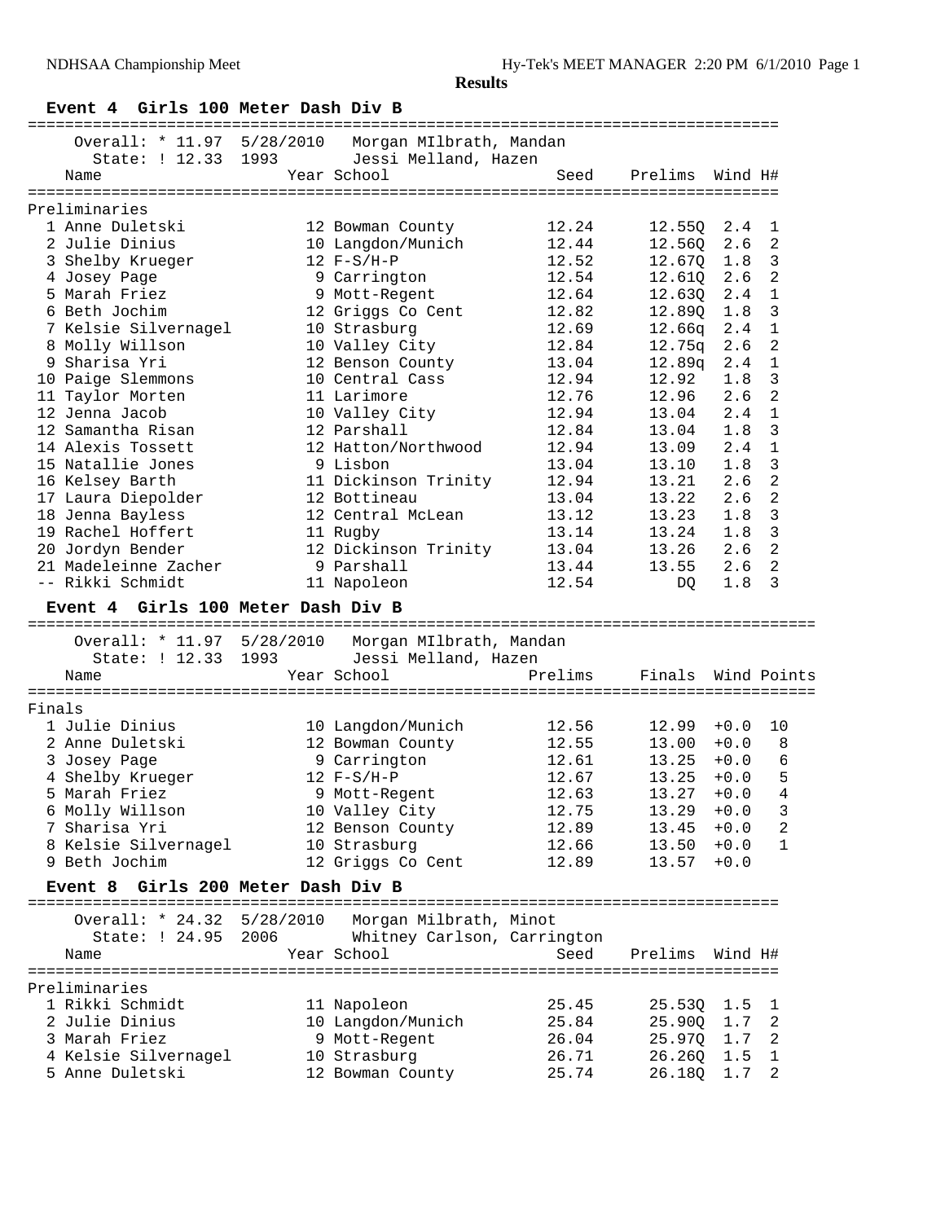## Results

### Event 4 Girls 100 Meter Dash Div B

Overall: * 11.97 5/28/2010 Morgan MIlbrath, Mandan
State: ! 12.33 1993 Jessi Melland, Hazen

**Preliminaries**

| Place | Name | Year | School | Seed | Prelims | Wind | H# |
|---|---|---|---|---|---|---|---|
| 1 | Anne Duletski | 12 | Bowman County | 12.24 | 12.55Q | 2.4 | 1 |
| 2 | Julie Dinius | 10 | Langdon/Munich | 12.44 | 12.56Q | 2.6 | 2 |
| 3 | Shelby Krueger | 12 | F-S/H-P | 12.52 | 12.67Q | 1.8 | 3 |
| 4 | Josey Page | 9 | Carrington | 12.54 | 12.61Q | 2.6 | 2 |
| 5 | Marah Friez | 9 | Mott-Regent | 12.64 | 12.63Q | 2.4 | 1 |
| 6 | Beth Jochim | 12 | Griggs Co Cent | 12.82 | 12.89Q | 1.8 | 3 |
| 7 | Kelsie Silvernagel | 10 | Strasburg | 12.69 | 12.66q | 2.4 | 1 |
| 8 | Molly Willson | 10 | Valley City | 12.84 | 12.75q | 2.6 | 2 |
| 9 | Sharisa Yri | 12 | Benson County | 13.04 | 12.89q | 2.4 | 1 |
| 10 | Paige Slemmons | 10 | Central Cass | 12.94 | 12.92 | 1.8 | 3 |
| 11 | Taylor Morten | 11 | Larimore | 12.76 | 12.96 | 2.6 | 2 |
| 12 | Jenna Jacob | 10 | Valley City | 12.94 | 13.04 | 2.4 | 1 |
| 12 | Samantha Risan | 12 | Parshall | 12.84 | 13.04 | 1.8 | 3 |
| 14 | Alexis Tossett | 12 | Hatton/Northwood | 12.94 | 13.09 | 2.4 | 1 |
| 15 | Natallie Jones | 9 | Lisbon | 13.04 | 13.10 | 1.8 | 3 |
| 16 | Kelsey Barth | 11 | Dickinson Trinity | 12.94 | 13.21 | 2.6 | 2 |
| 17 | Laura Diepolder | 12 | Bottineau | 13.04 | 13.22 | 2.6 | 2 |
| 18 | Jenna Bayless | 12 | Central McLean | 13.12 | 13.23 | 1.8 | 3 |
| 19 | Rachel Hoffert | 11 | Rugby | 13.14 | 13.24 | 1.8 | 3 |
| 20 | Jordyn Bender | 12 | Dickinson Trinity | 13.04 | 13.26 | 2.6 | 2 |
| 21 | Madeleinne Zacher | 9 | Parshall | 13.44 | 13.55 | 2.6 | 2 |
| -- | Rikki Schmidt | 11 | Napoleon | 12.54 | DQ | 1.8 | 3 |

### Event 4 Girls 100 Meter Dash Div B

Overall: * 11.97 5/28/2010 Morgan MIlbrath, Mandan
State: ! 12.33 1993 Jessi Melland, Hazen

**Finals**

| Place | Name | Year | School | Prelims | Finals | Wind | Points |
|---|---|---|---|---|---|---|---|
| 1 | Julie Dinius | 10 | Langdon/Munich | 12.56 | 12.99 | +0.0 | 10 |
| 2 | Anne Duletski | 12 | Bowman County | 12.55 | 13.00 | +0.0 | 8 |
| 3 | Josey Page | 9 | Carrington | 12.61 | 13.25 | +0.0 | 6 |
| 4 | Shelby Krueger | 12 | F-S/H-P | 12.67 | 13.25 | +0.0 | 5 |
| 5 | Marah Friez | 9 | Mott-Regent | 12.63 | 13.27 | +0.0 | 4 |
| 6 | Molly Willson | 10 | Valley City | 12.75 | 13.29 | +0.0 | 3 |
| 7 | Sharisa Yri | 12 | Benson County | 12.89 | 13.45 | +0.0 | 2 |
| 8 | Kelsie Silvernagel | 10 | Strasburg | 12.66 | 13.50 | +0.0 | 1 |
| 9 | Beth Jochim | 12 | Griggs Co Cent | 12.89 | 13.57 | +0.0 | |

### Event 8 Girls 200 Meter Dash Div B

Overall: * 24.32 5/28/2010 Morgan Milbrath, Minot
State: ! 24.95 2006 Whitney Carlson, Carrington

**Preliminaries**

| Place | Name | Year | School | Seed | Prelims | Wind | H# |
|---|---|---|---|---|---|---|---|
| 1 | Rikki Schmidt | 11 | Napoleon | 25.45 | 25.53Q | 1.5 | 1 |
| 2 | Julie Dinius | 10 | Langdon/Munich | 25.84 | 25.90Q | 1.7 | 2 |
| 3 | Marah Friez | 9 | Mott-Regent | 26.04 | 25.97Q | 1.7 | 2 |
| 4 | Kelsie Silvernagel | 10 | Strasburg | 26.71 | 26.26Q | 1.5 | 1 |
| 5 | Anne Duletski | 12 | Bowman County | 25.74 | 26.18Q | 1.7 | 2 |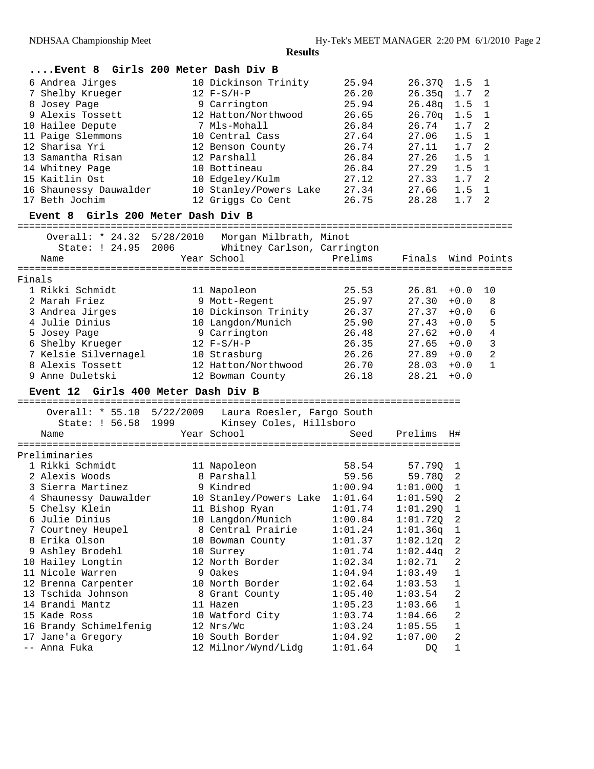**Results**

### ....Event 8 Girls 200 Meter Dash Div B

| Place | Name | Year | School | Prelims | Finals | Wind | H# |
|---|---|---|---|---|---|---|---|
| 6 | Andrea Jirges | 10 | Dickinson Trinity | 25.94 | 26.37Q | 1.5 | 1 |
| 7 | Shelby Krueger | 12 | F-S/H-P | 26.20 | 26.35q | 1.7 | 2 |
| 8 | Josey Page | 9 | Carrington | 25.94 | 26.48q | 1.5 | 1 |
| 9 | Alexis Tossett | 12 | Hatton/Northwood | 26.65 | 26.70q | 1.5 | 1 |
| 10 | Hailee Depute | 7 | Mls-Mohall | 26.84 | 26.74 | 1.7 | 2 |
| 11 | Paige Slemmons | 10 | Central Cass | 27.64 | 27.06 | 1.5 | 1 |
| 12 | Sharisa Yri | 12 | Benson County | 26.74 | 27.11 | 1.7 | 2 |
| 13 | Samantha Risan | 12 | Parshall | 26.84 | 27.26 | 1.5 | 1 |
| 14 | Whitney Page | 10 | Bottineau | 26.84 | 27.29 | 1.5 | 1 |
| 15 | Kaitlin Ost | 10 | Edgeley/Kulm | 27.12 | 27.33 | 1.7 | 2 |
| 16 | Shaunessy Dauwalder | 10 | Stanley/Powers Lake | 27.34 | 27.66 | 1.5 | 1 |
| 17 | Beth Jochim | 12 | Griggs Co Cent | 26.75 | 28.28 | 1.7 | 2 |

### Event 8 Girls 200 Meter Dash Div B

Overall: * 24.32 5/28/2010 Morgan Milbrath, Minot
State: ! 24.95 2006 Whitney Carlson, Carrington

**Finals**

| Place | Name | Year | School | Prelims | Finals | Wind | Points |
|---|---|---|---|---|---|---|---|
| 1 | Rikki Schmidt | 11 | Napoleon | 25.53 | 26.81 | +0.0 | 10 |
| 2 | Marah Friez | 9 | Mott-Regent | 25.97 | 27.30 | +0.0 | 8 |
| 3 | Andrea Jirges | 10 | Dickinson Trinity | 26.37 | 27.37 | +0.0 | 6 |
| 4 | Julie Dinius | 10 | Langdon/Munich | 25.90 | 27.43 | +0.0 | 5 |
| 5 | Josey Page | 9 | Carrington | 26.48 | 27.62 | +0.0 | 4 |
| 6 | Shelby Krueger | 12 | F-S/H-P | 26.35 | 27.65 | +0.0 | 3 |
| 7 | Kelsie Silvernagel | 10 | Strasburg | 26.26 | 27.89 | +0.0 | 2 |
| 8 | Alexis Tossett | 12 | Hatton/Northwood | 26.70 | 28.03 | +0.0 | 1 |
| 9 | Anne Duletski | 12 | Bowman County | 26.18 | 28.21 | +0.0 | |

### Event 12 Girls 400 Meter Dash Div B

Overall: * 55.10 5/22/2009 Laura Roesler, Fargo South
State: ! 56.58 1999 Kinsey Coles, Hillsboro

**Preliminaries**

| Place | Name | Year | School | Seed | Prelims | H# |
|---|---|---|---|---|---|---|
| 1 | Rikki Schmidt | 11 | Napoleon | 58.54 | 57.79Q | 1 |
| 2 | Alexis Woods | 8 | Parshall | 59.56 | 59.78Q | 2 |
| 3 | Sierra Martinez | 9 | Kindred | 1:00.94 | 1:01.00Q | 1 |
| 4 | Shaunessy Dauwalder | 10 | Stanley/Powers Lake | 1:01.64 | 1:01.59Q | 2 |
| 5 | Chelsy Klein | 11 | Bishop Ryan | 1:01.74 | 1:01.29Q | 1 |
| 6 | Julie Dinius | 10 | Langdon/Munich | 1:00.84 | 1:01.72Q | 2 |
| 7 | Courtney Heupel | 8 | Central Prairie | 1:01.24 | 1:01.36q | 1 |
| 8 | Erika Olson | 10 | Bowman County | 1:01.37 | 1:02.12q | 2 |
| 9 | Ashley Brodehl | 10 | Surrey | 1:01.74 | 1:02.44q | 2 |
| 10 | Hailey Longtin | 12 | North Border | 1:02.34 | 1:02.71 | 2 |
| 11 | Nicole Warren | 9 | Oakes | 1:04.94 | 1:03.49 | 1 |
| 12 | Brenna Carpenter | 10 | North Border | 1:02.64 | 1:03.53 | 1 |
| 13 | Tschida Johnson | 8 | Grant County | 1:05.40 | 1:03.54 | 2 |
| 14 | Brandi Mantz | 11 | Hazen | 1:05.23 | 1:03.66 | 1 |
| 15 | Kade Ross | 10 | Watford City | 1:03.74 | 1:04.66 | 2 |
| 16 | Brandy Schimelfenig | 12 | Nrs/Wc | 1:03.24 | 1:05.55 | 1 |
| 17 | Jane'a Gregory | 10 | South Border | 1:04.92 | 1:07.00 | 2 |
| -- | Anna Fuka | 12 | Milnor/Wynd/Lidg | 1:01.64 | DQ | 1 |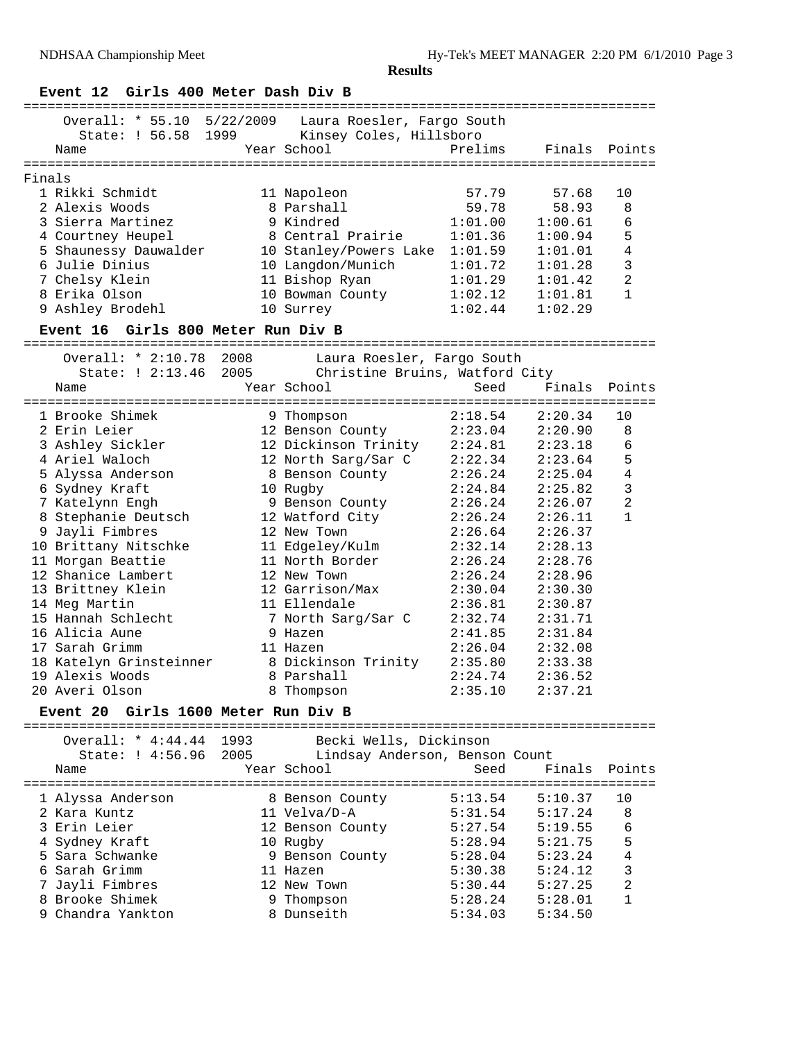**Results**

### Event 12 Girls 400 Meter Dash Div B

Overall: * 55.10 5/22/2009 Laura Roesler, Fargo South
State: ! 56.58 1999 Kinsey Coles, Hillsboro

| Place | Name | Year | School | Prelims | Finals | Points |
|---|---|---|---|---|---|---|
| **Finals** | | | | | | |
| 1 | Rikki Schmidt | 11 | Napoleon | 57.79 | 57.68 | 10 |
| 2 | Alexis Woods | 8 | Parshall | 59.78 | 58.93 | 8 |
| 3 | Sierra Martinez | 9 | Kindred | 1:01.00 | 1:00.61 | 6 |
| 4 | Courtney Heupel | 8 | Central Prairie | 1:01.36 | 1:00.94 | 5 |
| 5 | Shaunessy Dauwalder | 10 | Stanley/Powers Lake | 1:01.59 | 1:01.01 | 4 |
| 6 | Julie Dinius | 10 | Langdon/Munich | 1:01.72 | 1:01.28 | 3 |
| 7 | Chelsy Klein | 11 | Bishop Ryan | 1:01.29 | 1:01.42 | 2 |
| 8 | Erika Olson | 10 | Bowman County | 1:02.12 | 1:01.81 | 1 |
| 9 | Ashley Brodehl | 10 | Surrey | 1:02.44 | 1:02.29 | |

### Event 16 Girls 800 Meter Run Div B

Overall: * 2:10.78 2008 Laura Roesler, Fargo South
State: ! 2:13.46 2005 Christine Bruins, Watford City

| Place | Name | Year | School | Seed | Finals | Points |
|---|---|---|---|---|---|---|
| 1 | Brooke Shimek | 9 | Thompson | 2:18.54 | 2:20.34 | 10 |
| 2 | Erin Leier | 12 | Benson County | 2:23.04 | 2:20.90 | 8 |
| 3 | Ashley Sickler | 12 | Dickinson Trinity | 2:24.81 | 2:23.18 | 6 |
| 4 | Ariel Waloch | 12 | North Sarg/Sar C | 2:22.34 | 2:23.64 | 5 |
| 5 | Alyssa Anderson | 8 | Benson County | 2:26.24 | 2:25.04 | 4 |
| 6 | Sydney Kraft | 10 | Rugby | 2:24.84 | 2:25.82 | 3 |
| 7 | Katelynn Engh | 9 | Benson County | 2:26.24 | 2:26.07 | 2 |
| 8 | Stephanie Deutsch | 12 | Watford City | 2:26.24 | 2:26.11 | 1 |
| 9 | Jayli Fimbres | 12 | New Town | 2:26.64 | 2:26.37 | |
| 10 | Brittany Nitschke | 11 | Edgeley/Kulm | 2:32.14 | 2:28.13 | |
| 11 | Morgan Beattie | 11 | North Border | 2:26.24 | 2:28.76 | |
| 12 | Shanice Lambert | 12 | New Town | 2:26.24 | 2:28.96 | |
| 13 | Brittney Klein | 12 | Garrison/Max | 2:30.04 | 2:30.30 | |
| 14 | Meg Martin | 11 | Ellendale | 2:36.81 | 2:30.87 | |
| 15 | Hannah Schlecht | 7 | North Sarg/Sar C | 2:32.74 | 2:31.71 | |
| 16 | Alicia Aune | 9 | Hazen | 2:41.85 | 2:31.84 | |
| 17 | Sarah Grimm | 11 | Hazen | 2:26.04 | 2:32.08 | |
| 18 | Katelyn Grinsteinner | 8 | Dickinson Trinity | 2:35.80 | 2:33.38 | |
| 19 | Alexis Woods | 8 | Parshall | 2:24.74 | 2:36.52 | |
| 20 | Averi Olson | 8 | Thompson | 2:35.10 | 2:37.21 | |

### Event 20 Girls 1600 Meter Run Div B

Overall: * 4:44.44 1993 Becki Wells, Dickinson
State: ! 4:56.96 2005 Lindsay Anderson, Benson Count

| Place | Name | Year | School | Seed | Finals | Points |
|---|---|---|---|---|---|---|
| 1 | Alyssa Anderson | 8 | Benson County | 5:13.54 | 5:10.37 | 10 |
| 2 | Kara Kuntz | 11 | Velva/D-A | 5:31.54 | 5:17.24 | 8 |
| 3 | Erin Leier | 12 | Benson County | 5:27.54 | 5:19.55 | 6 |
| 4 | Sydney Kraft | 10 | Rugby | 5:28.94 | 5:21.75 | 5 |
| 5 | Sara Schwanke | 9 | Benson County | 5:28.04 | 5:23.24 | 4 |
| 6 | Sarah Grimm | 11 | Hazen | 5:30.38 | 5:24.12 | 3 |
| 7 | Jayli Fimbres | 12 | New Town | 5:30.44 | 5:27.25 | 2 |
| 8 | Brooke Shimek | 9 | Thompson | 5:28.24 | 5:28.01 | 1 |
| 9 | Chandra Yankton | 8 | Dunseith | 5:34.03 | 5:34.50 | |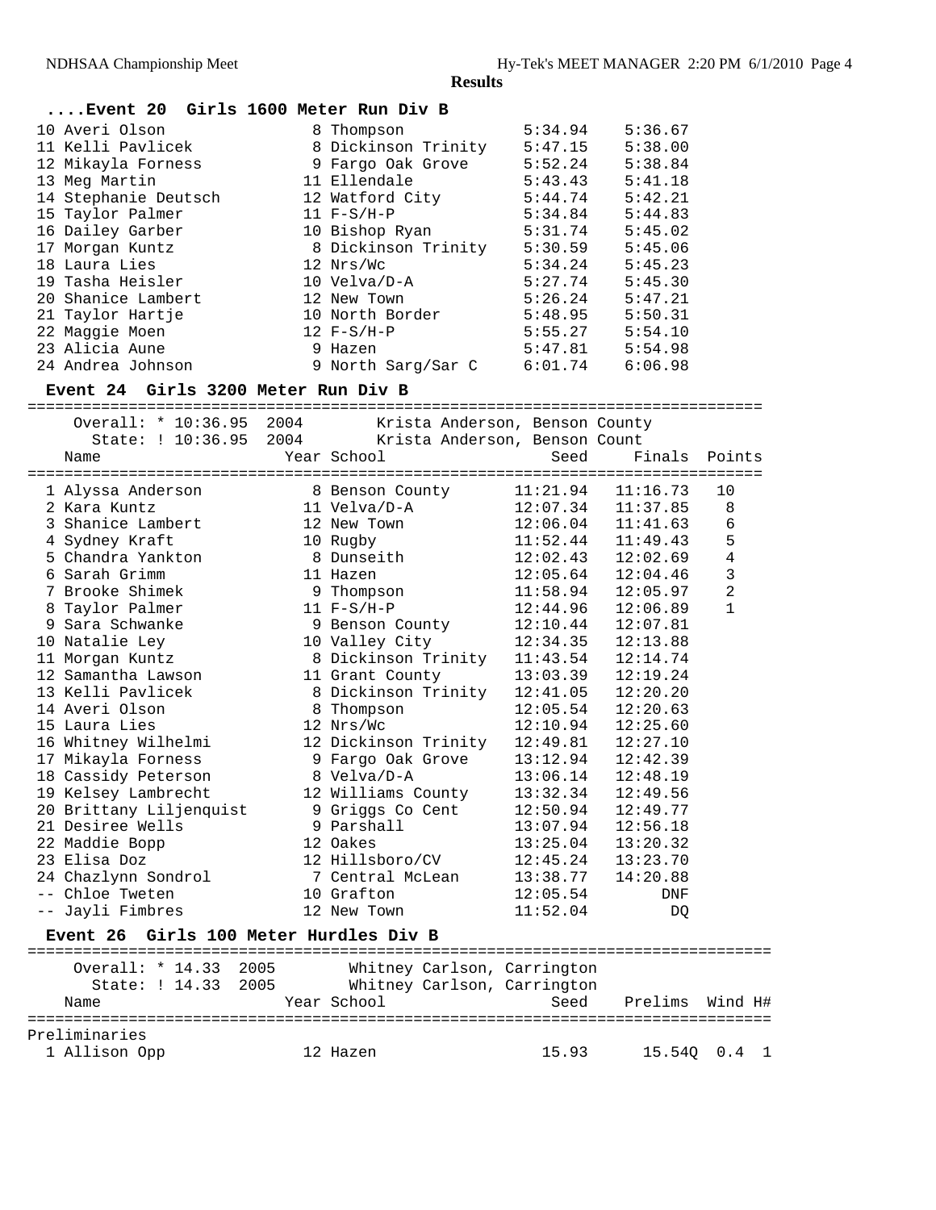**Results**

### ....Event 20 Girls 1600 Meter Run Div B

| Name | Year | School | Seed | Finals |
|---|---|---|---|---|
| 10 Averi Olson | 8 | Thompson | 5:34.94 | 5:36.67 |
| 11 Kelli Pavlicek | 8 | Dickinson Trinity | 5:47.15 | 5:38.00 |
| 12 Mikayla Forness | 9 | Fargo Oak Grove | 5:52.24 | 5:38.84 |
| 13 Meg Martin | 11 | Ellendale | 5:43.43 | 5:41.18 |
| 14 Stephanie Deutsch | 12 | Watford City | 5:44.74 | 5:42.21 |
| 15 Taylor Palmer | 11 | F-S/H-P | 5:34.84 | 5:44.83 |
| 16 Dailey Garber | 10 | Bishop Ryan | 5:31.74 | 5:45.02 |
| 17 Morgan Kuntz | 8 | Dickinson Trinity | 5:30.59 | 5:45.06 |
| 18 Laura Lies | 12 | Nrs/Wc | 5:34.24 | 5:45.23 |
| 19 Tasha Heisler | 10 | Velva/D-A | 5:27.74 | 5:45.30 |
| 20 Shanice Lambert | 12 | New Town | 5:26.24 | 5:47.21 |
| 21 Taylor Hartje | 10 | North Border | 5:48.95 | 5:50.31 |
| 22 Maggie Moen | 12 | F-S/H-P | 5:55.27 | 5:54.10 |
| 23 Alicia Aune | 9 | Hazen | 5:47.81 | 5:54.98 |
| 24 Andrea Johnson | 9 | North Sarg/Sar C | 6:01.74 | 6:06.98 |

### Event 24 Girls 3200 Meter Run Div B

Overall: * 10:36.95 2004 Krista Anderson, Benson County
State: ! 10:36.95 2004 Krista Anderson, Benson Count

| Name | Year | School | Seed | Finals | Points |
|---|---|---|---|---|---|
| 1 Alyssa Anderson | 8 | Benson County | 11:21.94 | 11:16.73 | 10 |
| 2 Kara Kuntz | 11 | Velva/D-A | 12:07.34 | 11:37.85 | 8 |
| 3 Shanice Lambert | 12 | New Town | 12:06.04 | 11:41.63 | 6 |
| 4 Sydney Kraft | 10 | Rugby | 11:52.44 | 11:49.43 | 5 |
| 5 Chandra Yankton | 8 | Dunseith | 12:02.43 | 12:02.69 | 4 |
| 6 Sarah Grimm | 11 | Hazen | 12:05.64 | 12:04.46 | 3 |
| 7 Brooke Shimek | 9 | Thompson | 11:58.94 | 12:05.97 | 2 |
| 8 Taylor Palmer | 11 | F-S/H-P | 12:44.96 | 12:06.89 | 1 |
| 9 Sara Schwanke | 9 | Benson County | 12:10.44 | 12:07.81 | |
| 10 Natalie Ley | 10 | Valley City | 12:34.35 | 12:13.88 | |
| 11 Morgan Kuntz | 8 | Dickinson Trinity | 11:43.54 | 12:14.74 | |
| 12 Samantha Lawson | 11 | Grant County | 13:03.39 | 12:19.24 | |
| 13 Kelli Pavlicek | 8 | Dickinson Trinity | 12:41.05 | 12:20.20 | |
| 14 Averi Olson | 8 | Thompson | 12:05.54 | 12:20.63 | |
| 15 Laura Lies | 12 | Nrs/Wc | 12:10.94 | 12:25.60 | |
| 16 Whitney Wilhelmi | 12 | Dickinson Trinity | 12:49.81 | 12:27.10 | |
| 17 Mikayla Forness | 9 | Fargo Oak Grove | 13:12.94 | 12:42.39 | |
| 18 Cassidy Peterson | 8 | Velva/D-A | 13:06.14 | 12:48.19 | |
| 19 Kelsey Lambrecht | 12 | Williams County | 13:32.34 | 12:49.56 | |
| 20 Brittany Liljenquist | 9 | Griggs Co Cent | 12:50.94 | 12:49.77 | |
| 21 Desiree Wells | 9 | Parshall | 13:07.94 | 12:56.18 | |
| 22 Maddie Bopp | 12 | Oakes | 13:25.04 | 13:20.32 | |
| 23 Elisa Doz | 12 | Hillsboro/CV | 12:45.24 | 13:23.70 | |
| 24 Chazlynn Sondrol | 7 | Central McLean | 13:38.77 | 14:20.88 | |
| -- Chloe Tweten | 10 | Grafton | 12:05.54 | DNF | |
| -- Jayli Fimbres | 12 | New Town | 11:52.04 | DQ | |

### Event 26 Girls 100 Meter Hurdles Div B

Overall: * 14.33 2005 Whitney Carlson, Carrington
State: ! 14.33 2005 Whitney Carlson, Carrington

| Name | Year | School | Seed | Prelims | Wind | H# |
|---|---|---|---|---|---|---|
| **Preliminaries** | | | | | | |
| 1 Allison Opp | 12 | Hazen | 15.93 | 15.54Q | 0.4 | 1 |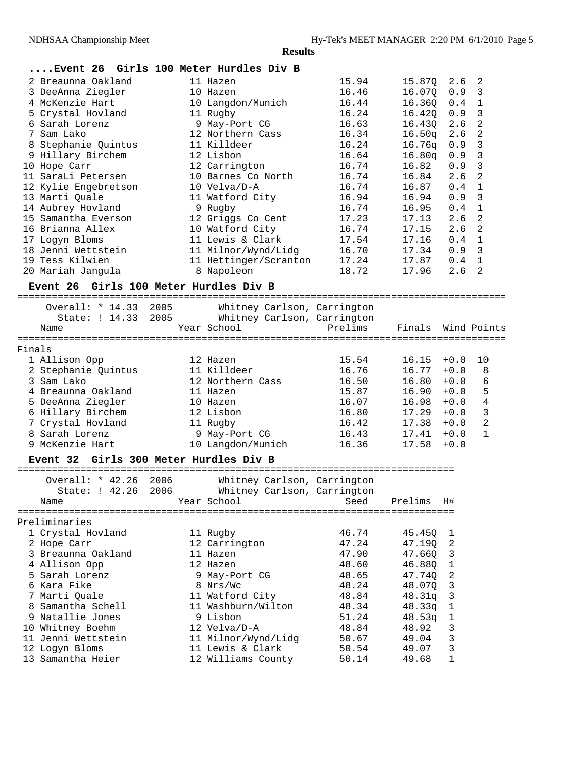**Results**

### ....Event 26 Girls 100 Meter Hurdles Div B

| | Name | Year | School | Prelims | Finals | Wind | H# |
|---|---|---|---|---|---|---|---|
| 2 | Breaunna Oakland | 11 | Hazen | 15.94 | 15.87Q | 2.6 | 2 |
| 3 | DeeAnna Ziegler | 10 | Hazen | 16.46 | 16.07Q | 0.9 | 3 |
| 4 | McKenzie Hart | 10 | Langdon/Munich | 16.44 | 16.36Q | 0.4 | 1 |
| 5 | Crystal Hovland | 11 | Rugby | 16.24 | 16.42Q | 0.9 | 3 |
| 6 | Sarah Lorenz | 9 | May-Port CG | 16.63 | 16.43Q | 2.6 | 2 |
| 7 | Sam Lako | 12 | Northern Cass | 16.34 | 16.50q | 2.6 | 2 |
| 8 | Stephanie Quintus | 11 | Killdeer | 16.24 | 16.76q | 0.9 | 3 |
| 9 | Hillary Birchem | 12 | Lisbon | 16.64 | 16.80q | 0.9 | 3 |
| 10 | Hope Carr | 12 | Carrington | 16.74 | 16.82 | 0.9 | 3 |
| 11 | SaraLi Petersen | 10 | Barnes Co North | 16.74 | 16.84 | 2.6 | 2 |
| 12 | Kylie Engebretson | 10 | Velva/D-A | 16.74 | 16.87 | 0.4 | 1 |
| 13 | Marti Quale | 11 | Watford City | 16.94 | 16.94 | 0.9 | 3 |
| 14 | Aubrey Hovland | 9 | Rugby | 16.74 | 16.95 | 0.4 | 1 |
| 15 | Samantha Everson | 12 | Griggs Co Cent | 17.23 | 17.13 | 2.6 | 2 |
| 16 | Brianna Allex | 10 | Watford City | 16.74 | 17.15 | 2.6 | 2 |
| 17 | Logyn Bloms | 11 | Lewis & Clark | 17.54 | 17.16 | 0.4 | 1 |
| 18 | Jenni Wettstein | 11 | Milnor/Wynd/Lidg | 16.70 | 17.34 | 0.9 | 3 |
| 19 | Tess Kilwien | 11 | Hettinger/Scranton | 17.24 | 17.87 | 0.4 | 1 |
| 20 | Mariah Jangula | 8 | Napoleon | 18.72 | 17.96 | 2.6 | 2 |

### Event 26 Girls 100 Meter Hurdles Div B

Overall: * 14.33 2005 Whitney Carlson, Carrington
State: ! 14.33 2005 Whitney Carlson, Carrington

Finals

| | Name | Year | School | Prelims | Finals | Wind | Points |
|---|---|---|---|---|---|---|---|
| 1 | Allison Opp | 12 | Hazen | 15.54 | 16.15 | +0.0 | 10 |
| 2 | Stephanie Quintus | 11 | Killdeer | 16.76 | 16.77 | +0.0 | 8 |
| 3 | Sam Lako | 12 | Northern Cass | 16.50 | 16.80 | +0.0 | 6 |
| 4 | Breaunna Oakland | 11 | Hazen | 15.87 | 16.90 | +0.0 | 5 |
| 5 | DeeAnna Ziegler | 10 | Hazen | 16.07 | 16.98 | +0.0 | 4 |
| 6 | Hillary Birchem | 12 | Lisbon | 16.80 | 17.29 | +0.0 | 3 |
| 7 | Crystal Hovland | 11 | Rugby | 16.42 | 17.38 | +0.0 | 2 |
| 8 | Sarah Lorenz | 9 | May-Port CG | 16.43 | 17.41 | +0.0 | 1 |
| 9 | McKenzie Hart | 10 | Langdon/Munich | 16.36 | 17.58 | +0.0 | |

### Event 32 Girls 300 Meter Hurdles Div B

Overall: * 42.26 2006 Whitney Carlson, Carrington
State: ! 42.26 2006 Whitney Carlson, Carrington

Preliminaries

| | Name | Year | School | Seed | Prelims | H# |
|---|---|---|---|---|---|---|
| 1 | Crystal Hovland | 11 | Rugby | 46.74 | 45.45Q | 1 |
| 2 | Hope Carr | 12 | Carrington | 47.24 | 47.19Q | 2 |
| 3 | Breaunna Oakland | 11 | Hazen | 47.90 | 47.66Q | 3 |
| 4 | Allison Opp | 12 | Hazen | 48.60 | 46.88Q | 1 |
| 5 | Sarah Lorenz | 9 | May-Port CG | 48.65 | 47.74Q | 2 |
| 6 | Kara Fike | 8 | Nrs/Wc | 48.24 | 48.07Q | 3 |
| 7 | Marti Quale | 11 | Watford City | 48.84 | 48.31q | 3 |
| 8 | Samantha Schell | 11 | Washburn/Wilton | 48.34 | 48.33q | 1 |
| 9 | Natallie Jones | 9 | Lisbon | 51.24 | 48.53q | 1 |
| 10 | Whitney Boehm | 12 | Velva/D-A | 48.84 | 48.92 | 3 |
| 11 | Jenni Wettstein | 11 | Milnor/Wynd/Lidg | 50.67 | 49.04 | 3 |
| 12 | Logyn Bloms | 11 | Lewis & Clark | 50.54 | 49.07 | 3 |
| 13 | Samantha Heier | 12 | Williams County | 50.14 | 49.68 | 1 |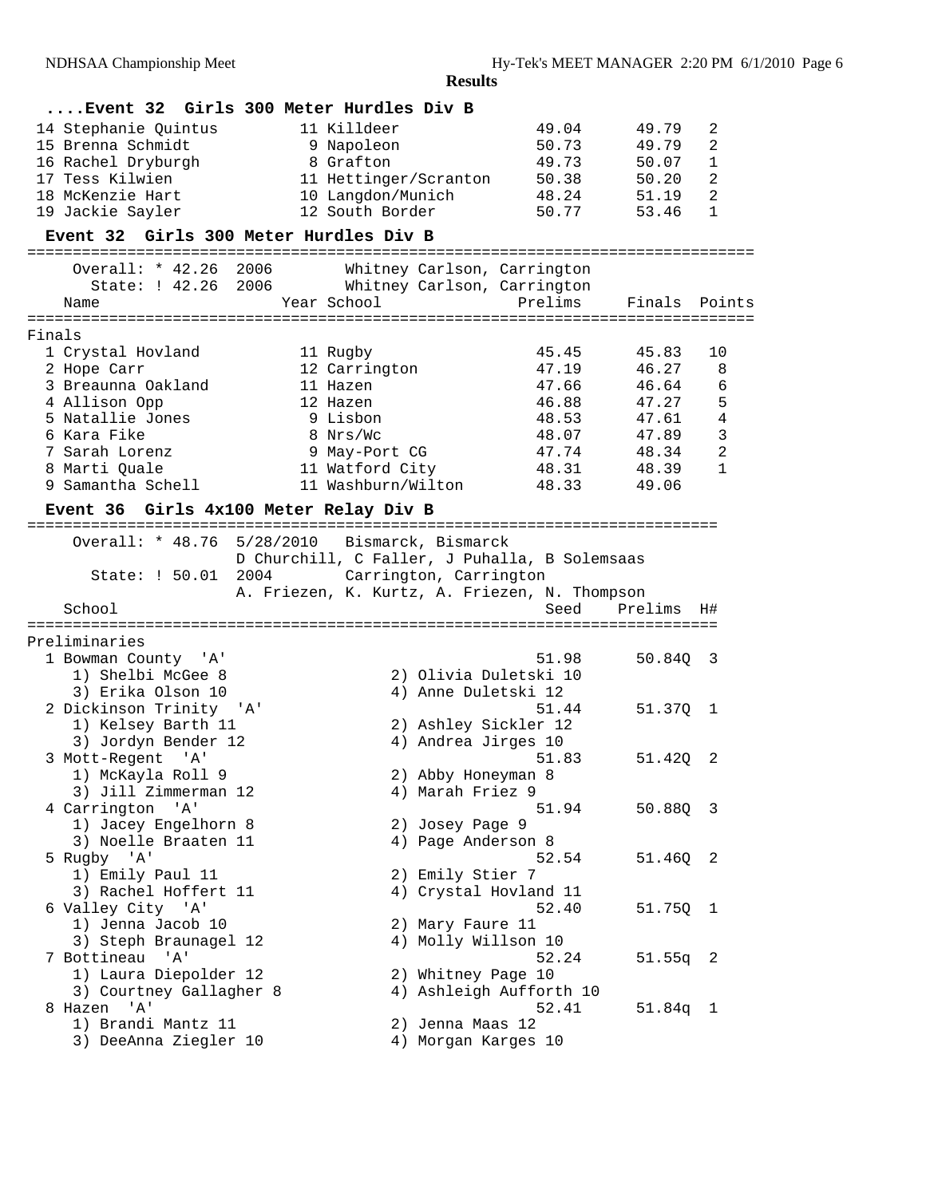## Results

### ....Event 32 Girls 300 Meter Hurdles Div B

| Name | Year | School | Prelims | Finals | H# |
|---|---|---|---|---|---|
| 14 Stephanie Quintus | 11 | Killdeer | 49.04 | 49.79 | 2 |
| 15 Brenna Schmidt | 9 | Napoleon | 50.73 | 49.79 | 2 |
| 16 Rachel Dryburgh | 8 | Grafton | 49.73 | 50.07 | 1 |
| 17 Tess Kilwien | 11 | Hettinger/Scranton | 50.38 | 50.20 | 2 |
| 18 McKenzie Hart | 10 | Langdon/Munich | 48.24 | 51.19 | 2 |
| 19 Jackie Sayler | 12 | South Border | 50.77 | 53.46 | 1 |

### Event 32 Girls 300 Meter Hurdles Div B

Overall: * 42.26 2006 Whitney Carlson, Carrington
State: ! 42.26 2006 Whitney Carlson, Carrington

**Finals**

| Name | Year | School | Prelims | Finals | Points |
|---|---|---|---|---|---|
| 1 Crystal Hovland | 11 | Rugby | 45.45 | 45.83 | 10 |
| 2 Hope Carr | 12 | Carrington | 47.19 | 46.27 | 8 |
| 3 Breaunna Oakland | 11 | Hazen | 47.66 | 46.64 | 6 |
| 4 Allison Opp | 12 | Hazen | 46.88 | 47.27 | 5 |
| 5 Natallie Jones | 9 | Lisbon | 48.53 | 47.61 | 4 |
| 6 Kara Fike | 8 | Nrs/Wc | 48.07 | 47.89 | 3 |
| 7 Sarah Lorenz | 9 | May-Port CG | 47.74 | 48.34 | 2 |
| 8 Marti Quale | 11 | Watford City | 48.31 | 48.39 | 1 |
| 9 Samantha Schell | 11 | Washburn/Wilton | 48.33 | 49.06 | |

### Event 36 Girls 4x100 Meter Relay Div B

Overall: * 48.76 5/28/2010 Bismarck, Bismarck
D Churchill, C Faller, J Puhalla, B Solemsaas
State: ! 50.01 2004 Carrington, Carrington
A. Friezen, K. Kurtz, A. Friezen, N. Thompson

**Preliminaries**

| School | Seed | Prelims | H# |
|---|---|---|---|
| 1 Bowman County 'A' | 51.98 | 50.84Q | 3 |
| 1) Shelbi McGee 8; 2) Olivia Duletski 10; 3) Erika Olson 10; 4) Anne Duletski 12 | | | |
| 2 Dickinson Trinity 'A' | 51.44 | 51.37Q | 1 |
| 1) Kelsey Barth 11; 2) Ashley Sickler 12; 3) Jordyn Bender 12; 4) Andrea Jirges 10 | | | |
| 3 Mott-Regent 'A' | 51.83 | 51.42Q | 2 |
| 1) McKayla Roll 9; 2) Abby Honeyman 8; 3) Jill Zimmerman 12; 4) Marah Friez 9 | | | |
| 4 Carrington 'A' | 51.94 | 50.88Q | 3 |
| 1) Jacey Engelhorn 8; 2) Josey Page 9; 3) Noelle Braaten 11; 4) Page Anderson 8 | | | |
| 5 Rugby 'A' | 52.54 | 51.46Q | 2 |
| 1) Emily Paul 11; 2) Emily Stier 7; 3) Rachel Hoffert 11; 4) Crystal Hovland 11 | | | |
| 6 Valley City 'A' | 52.40 | 51.75Q | 1 |
| 1) Jenna Jacob 10; 2) Mary Faure 11; 3) Steph Braunagel 12; 4) Molly Willson 10 | | | |
| 7 Bottineau 'A' | 52.24 | 51.55q | 2 |
| 1) Laura Diepolder 12; 2) Whitney Page 10; 3) Courtney Gallagher 8; 4) Ashleigh Aufforth 10 | | | |
| 8 Hazen 'A' | 52.41 | 51.84q | 1 |
| 1) Brandi Mantz 11; 2) Jenna Maas 12; 3) DeeAnna Ziegler 10; 4) Morgan Karges 10 | | | |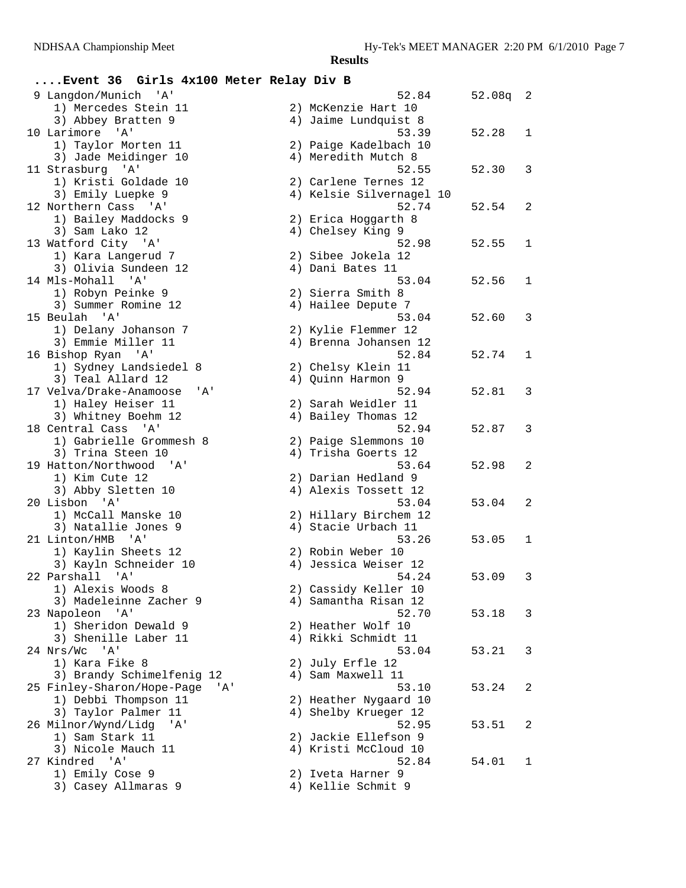**Results**

## ....Event 36 Girls 4x100 Meter Relay Div B

```
  9 Langdon/Munich  'A'                                 52.84      52.08q  2 
     1) Mercedes Stein 11               2) McKenzie Hart 10               
     3) Abbey Bratten 9                 4) Jaime Lundquist 8              
 10 Larimore  'A'                                       53.39      52.28   1 
     1) Taylor Morten 11                2) Paige Kadelbach 10             
     3) Jade Meidinger 10               4) Meredith Mutch 8               
 11 Strasburg  'A'                                      52.55      52.30   3 
     1) Kristi Goldade 10               2) Carlene Ternes 12              
     3) Emily Luepke 9                  4) Kelsie Silvernagel 10          
 12 Northern Cass  'A'                                  52.74      52.54   2 
     1) Bailey Maddocks 9               2) Erica Hoggarth 8               
     3) Sam Lako 12                     4) Chelsey King 9                 
 13 Watford City  'A'                                   52.98      52.55   1 
     1) Kara Langerud 7                 2) Sibee Jokela 12                
     3) Olivia Sundeen 12               4) Dani Bates 11                  
 14 Mls-Mohall  'A'                                     53.04      52.56   1 
     1) Robyn Peinke 9                  2) Sierra Smith 8                 
     3) Summer Romine 12                4) Hailee Depute 7                
 15 Beulah  'A'                                         53.04      52.60   3 
     1) Delany Johanson 7               2) Kylie Flemmer 12               
     3) Emmie Miller 11                 4) Brenna Johansen 12             
 16 Bishop Ryan  'A'                                    52.84      52.74   1 
     1) Sydney Landsiedel 8             2) Chelsy Klein 11                
     3) Teal Allard 12                  4) Quinn Harmon 9                 
 17 Velva/Drake-Anamoose  'A'                           52.94      52.81   3 
     1) Haley Heiser 11                 2) Sarah Weidler 11               
     3) Whitney Boehm 12                4) Bailey Thomas 12               
 18 Central Cass  'A'                                   52.94      52.87   3 
     1) Gabrielle Grommesh 8            2) Paige Slemmons 10              
     3) Trina Steen 10                  4) Trisha Goerts 12               
 19 Hatton/Northwood  'A'                               53.64      52.98   2 
     1) Kim Cute 12                     2) Darian Hedland 9               
     3) Abby Sletten 10                 4) Alexis Tossett 12              
 20 Lisbon  'A'                                         53.04      53.04   2 
     1) McCall Manske 10                2) Hillary Birchem 12             
     3) Natallie Jones 9                4) Stacie Urbach 11               
 21 Linton/HMB  'A'                                     53.26      53.05   1 
     1) Kaylin Sheets 12                2) Robin Weber 10                 
     3) Kayln Schneider 10              4) Jessica Weiser 12              
 22 Parshall  'A'                                       54.24      53.09   3 
     1) Alexis Woods 8                  2) Cassidy Keller 10              
     3) Madeleinne Zacher 9             4) Samantha Risan 12              
 23 Napoleon  'A'                                       52.70      53.18   3 
     1) Sheridon Dewald 9               2) Heather Wolf 10                
     3) Shenille Laber 11               4) Rikki Schmidt 11               
 24 Nrs/Wc  'A'                                         53.04      53.21   3 
     1) Kara Fike 8                     2) July Erfle 12                  
     3) Brandy Schimelfenig 12          4) Sam Maxwell 11                 
 25 Finley-Sharon/Hope-Page  'A'                        53.10      53.24   2 
     1) Debbi Thompson 11               2) Heather Nygaard 10             
     3) Taylor Palmer 11                4) Shelby Krueger 12              
 26 Milnor/Wynd/Lidg  'A'                               52.95      53.51   2 
     1) Sam Stark 11                    2) Jackie Ellefson 9              
     3) Nicole Mauch 11                 4) Kristi McCloud 10              
 27 Kindred  'A'                                        52.84      54.01   1 
     1) Emily Cose 9                    2) Iveta Harner 9                 
     3) Casey Allmaras 9                4) Kellie Schmit 9                
```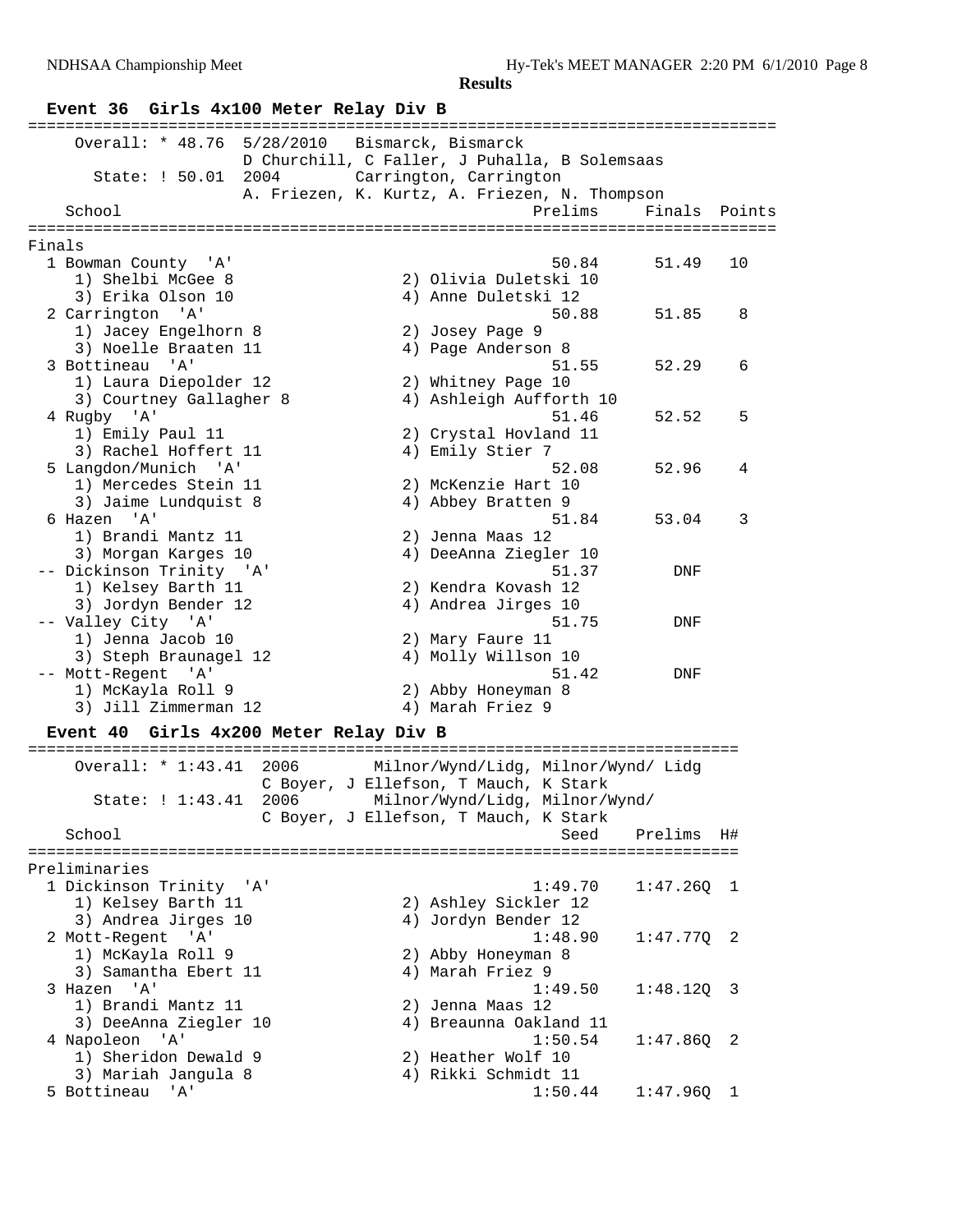**Results**

### Event 36 Girls 4x100 Meter Relay Div B

Overall: * 48.76 5/28/2010 Bismarck, Bismarck
D Churchill, C Faller, J Puhalla, B Solemsaas

State: ! 50.01 2004 Carrington, Carrington
A. Friezen, K. Kurtz, A. Friezen, N. Thompson

**Finals**

| Place | School | Prelims | Finals | Points |
|---|---|---|---|---|
| 1 | Bowman County 'A' | 50.84 | 51.49 | 10 |
| | 1) Shelbi McGee 8; 2) Olivia Duletski 10; 3) Erika Olson 10; 4) Anne Duletski 12 | | | |
| 2 | Carrington 'A' | 50.88 | 51.85 | 8 |
| | 1) Jacey Engelhorn 8; 2) Josey Page 9; 3) Noelle Braaten 11; 4) Page Anderson 8 | | | |
| 3 | Bottineau 'A' | 51.55 | 52.29 | 6 |
| | 1) Laura Diepolder 12; 2) Whitney Page 10; 3) Courtney Gallagher 8; 4) Ashleigh Aufforth 10 | | | |
| 4 | Rugby 'A' | 51.46 | 52.52 | 5 |
| | 1) Emily Paul 11; 2) Crystal Hovland 11; 3) Rachel Hoffert 11; 4) Emily Stier 7 | | | |
| 5 | Langdon/Munich 'A' | 52.08 | 52.96 | 4 |
| | 1) Mercedes Stein 11; 2) McKenzie Hart 10; 3) Jaime Lundquist 8; 4) Abbey Bratten 9 | | | |
| 6 | Hazen 'A' | 51.84 | 53.04 | 3 |
| | 1) Brandi Mantz 11; 2) Jenna Maas 12; 3) Morgan Karges 10; 4) DeeAnna Ziegler 10 | | | |
| -- | Dickinson Trinity 'A' | 51.37 | DNF | |
| | 1) Kelsey Barth 11; 2) Kendra Kovash 12; 3) Jordyn Bender 12; 4) Andrea Jirges 10 | | | |
| -- | Valley City 'A' | 51.75 | DNF | |
| | 1) Jenna Jacob 10; 2) Mary Faure 11; 3) Steph Braunagel 12; 4) Molly Willson 10 | | | |
| -- | Mott-Regent 'A' | 51.42 | DNF | |
| | 1) McKayla Roll 9; 2) Abby Honeyman 8; 3) Jill Zimmerman 12; 4) Marah Friez 9 | | | |

### Event 40 Girls 4x200 Meter Relay Div B

Overall: * 1:43.41 2006 Milnor/Wynd/Lidg, Milnor/Wynd/ Lidg
C Boyer, J Ellefson, T Mauch, K Stark

State: ! 1:43.41 2006 Milnor/Wynd/Lidg, Milnor/Wynd/
C Boyer, J Ellefson, T Mauch, K Stark

**Preliminaries**

| Place | School | Seed | Prelims | H# |
|---|---|---|---|---|
| 1 | Dickinson Trinity 'A' | 1:49.70 | 1:47.26Q | 1 |
| | 1) Kelsey Barth 11; 2) Ashley Sickler 12; 3) Andrea Jirges 10; 4) Jordyn Bender 12 | | | |
| 2 | Mott-Regent 'A' | 1:48.90 | 1:47.77Q | 2 |
| | 1) McKayla Roll 9; 2) Abby Honeyman 8; 3) Samantha Ebert 11; 4) Marah Friez 9 | | | |
| 3 | Hazen 'A' | 1:49.50 | 1:48.12Q | 3 |
| | 1) Brandi Mantz 11; 2) Jenna Maas 12; 3) DeeAnna Ziegler 10; 4) Breaunna Oakland 11 | | | |
| 4 | Napoleon 'A' | 1:50.54 | 1:47.86Q | 2 |
| | 1) Sheridon Dewald 9; 2) Heather Wolf 10; 3) Mariah Jangula 8; 4) Rikki Schmidt 11 | | | |
| 5 | Bottineau 'A' | 1:50.44 | 1:47.96Q | 1 |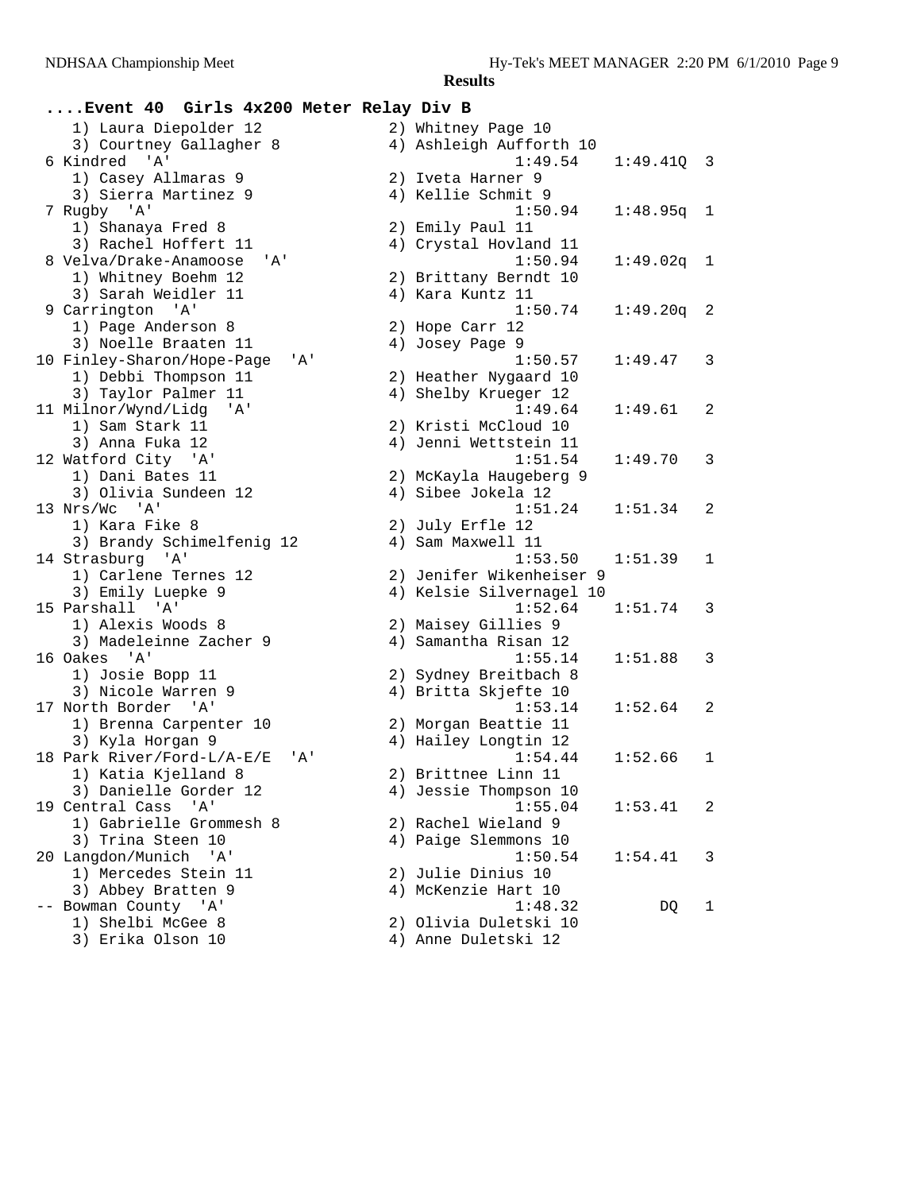## Results

### ....Event 40 Girls 4x200 Meter Relay Div B

```
    1) Laura Diepolder 12              2) Whitney Page 10
    3) Courtney Gallagher 8            4) Ashleigh Aufforth 10
  6 Kindred  'A'                                1:49.54    1:49.41Q  3
    1) Casey Allmaras 9                2) Iveta Harner 9
    3) Sierra Martinez 9               4) Kellie Schmit 9
  7 Rugby  'A'                                  1:50.94    1:48.95q  1
    1) Shanaya Fred 8                  2) Emily Paul 11
    3) Rachel Hoffert 11               4) Crystal Hovland 11
  8 Velva/Drake-Anamoose  'A'                   1:50.94    1:49.02q  1
    1) Whitney Boehm 12                2) Brittany Berndt 10
    3) Sarah Weidler 11                4) Kara Kuntz 11
  9 Carrington  'A'                             1:50.74    1:49.20q  2
    1) Page Anderson 8                 2) Hope Carr 12
    3) Noelle Braaten 11               4) Josey Page 9
 10 Finley-Sharon/Hope-Page  'A'                1:50.57    1:49.47   3
    1) Debbi Thompson 11               2) Heather Nygaard 10
    3) Taylor Palmer 11                4) Shelby Krueger 12
 11 Milnor/Wynd/Lidg  'A'                       1:49.64    1:49.61   2
    1) Sam Stark 11                    2) Kristi McCloud 10
    3) Anna Fuka 12                    4) Jenni Wettstein 11
 12 Watford City  'A'                           1:51.54    1:49.70   3
    1) Dani Bates 11                   2) McKayla Haugeberg 9
    3) Olivia Sundeen 12               4) Sibee Jokela 12
 13 Nrs/Wc  'A'                                 1:51.24    1:51.34   2
    1) Kara Fike 8                     2) July Erfle 12
    3) Brandy Schimelfenig 12          4) Sam Maxwell 11
 14 Strasburg  'A'                              1:53.50    1:51.39   1
    1) Carlene Ternes 12               2) Jenifer Wikenheiser 9
    3) Emily Luepke 9                  4) Kelsie Silvernagel 10
 15 Parshall  'A'                               1:52.64    1:51.74   3
    1) Alexis Woods 8                  2) Maisey Gillies 9
    3) Madeleinne Zacher 9             4) Samantha Risan 12
 16 Oakes  'A'                                  1:55.14    1:51.88   3
    1) Josie Bopp 11                   2) Sydney Breitbach 8
    3) Nicole Warren 9                 4) Britta Skjefte 10
 17 North Border  'A'                           1:53.14    1:52.64   2
    1) Brenna Carpenter 10             2) Morgan Beattie 11
    3) Kyla Horgan 9                   4) Hailey Longtin 12
 18 Park River/Ford-L/A-E/E  'A'                1:54.44    1:52.66   1
    1) Katia Kjelland 8                2) Brittnee Linn 11
    3) Danielle Gorder 12              4) Jessie Thompson 10
 19 Central Cass  'A'                           1:55.04    1:53.41   2
    1) Gabrielle Grommesh 8            2) Rachel Wieland 9
    3) Trina Steen 10                  4) Paige Slemmons 10
 20 Langdon/Munich  'A'                         1:50.54    1:54.41   3
    1) Mercedes Stein 11               2) Julie Dinius 10
    3) Abbey Bratten 9                 4) McKenzie Hart 10
 -- Bowman County  'A'                          1:48.32         DQ   1
    1) Shelbi McGee 8                  2) Olivia Duletski 10
    3) Erika Olson 10                  4) Anne Duletski 12
```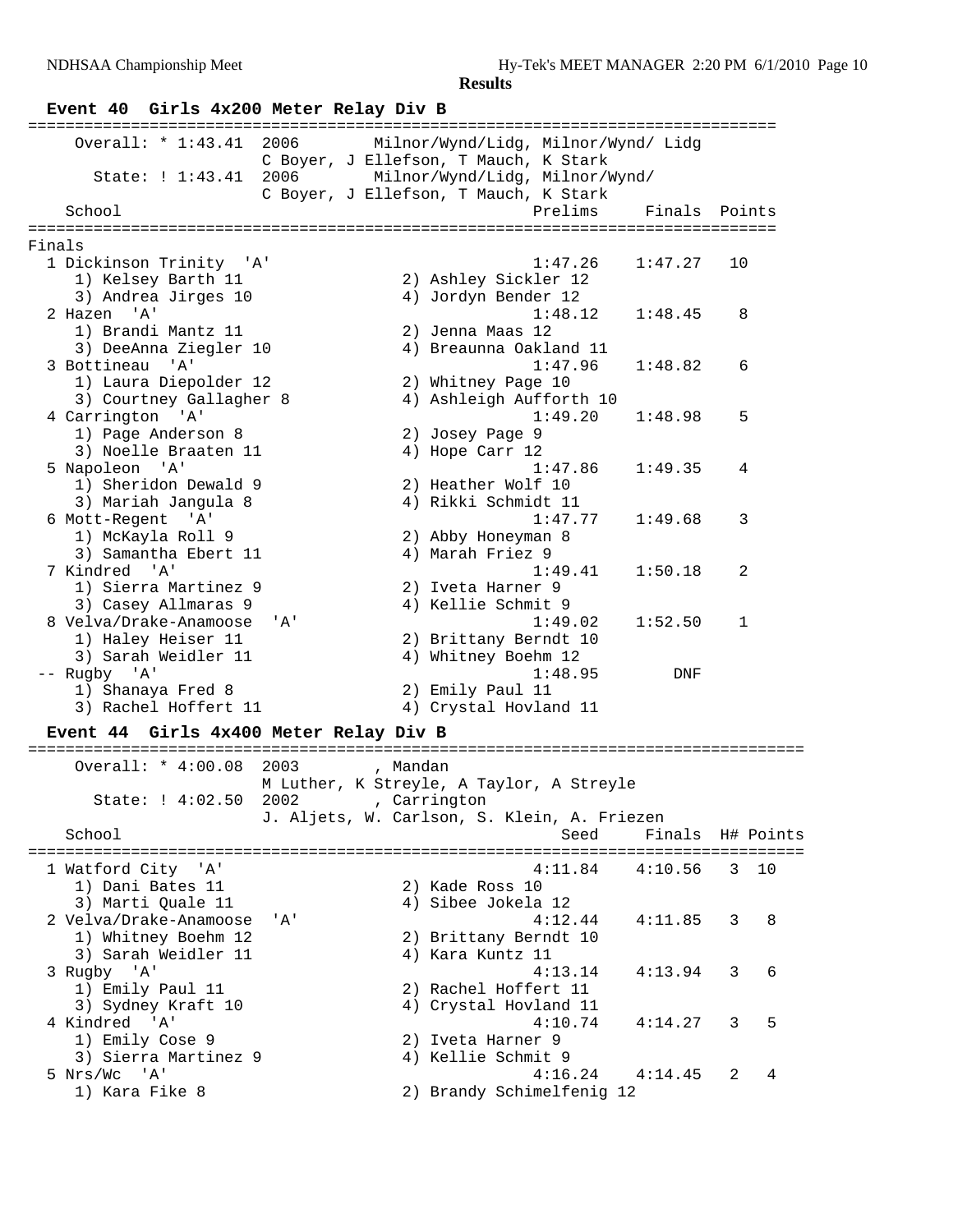## Results

### Event 40 Girls 4x200 Meter Relay Div B

Overall: * 1:43.41 2006 Milnor/Wynd/Lidg, Milnor/Wynd/ Lidg
C Boyer, J Ellefson, T Mauch, K Stark

State: ! 1:43.41 2006 Milnor/Wynd/Lidg, Milnor/Wynd/
C Boyer, J Ellefson, T Mauch, K Stark

**Finals**

| Place | School | Prelims | Finals | Points |
|---|---|---|---|---|
| 1 | Dickinson Trinity 'A' | 1:47.26 | 1:47.27 | 10 |
| | 1) Kelsey Barth 11, 2) Ashley Sickler 12, 3) Andrea Jirges 10, 4) Jordyn Bender 12 | | | |
| 2 | Hazen 'A' | 1:48.12 | 1:48.45 | 8 |
| | 1) Brandi Mantz 11, 2) Jenna Maas 12, 3) DeeAnna Ziegler 10, 4) Breaunna Oakland 11 | | | |
| 3 | Bottineau 'A' | 1:47.96 | 1:48.82 | 6 |
| | 1) Laura Diepolder 12, 2) Whitney Page 10, 3) Courtney Gallagher 8, 4) Ashleigh Aufforth 10 | | | |
| 4 | Carrington 'A' | 1:49.20 | 1:48.98 | 5 |
| | 1) Page Anderson 8, 2) Josey Page 9, 3) Noelle Braaten 11, 4) Hope Carr 12 | | | |
| 5 | Napoleon 'A' | 1:47.86 | 1:49.35 | 4 |
| | 1) Sheridon Dewald 9, 2) Heather Wolf 10, 3) Mariah Jangula 8, 4) Rikki Schmidt 11 | | | |
| 6 | Mott-Regent 'A' | 1:47.77 | 1:49.68 | 3 |
| | 1) McKayla Roll 9, 2) Abby Honeyman 8, 3) Samantha Ebert 11, 4) Marah Friez 9 | | | |
| 7 | Kindred 'A' | 1:49.41 | 1:50.18 | 2 |
| | 1) Sierra Martinez 9, 2) Iveta Harner 9, 3) Casey Allmaras 9, 4) Kellie Schmit 9 | | | |
| 8 | Velva/Drake-Anamoose 'A' | 1:49.02 | 1:52.50 | 1 |
| | 1) Haley Heiser 11, 2) Brittany Berndt 10, 3) Sarah Weidler 11, 4) Whitney Boehm 12 | | | |
| -- | Rugby 'A' | 1:48.95 | DNF | |
| | 1) Shanaya Fred 8, 2) Emily Paul 11, 3) Rachel Hoffert 11, 4) Crystal Hovland 11 | | | |

### Event 44 Girls 4x400 Meter Relay Div B

Overall: * 4:00.08 2003 , Mandan
M Luther, K Streyle, A Taylor, A Streyle

State: ! 4:02.50 2002 , Carrington
J. Aljets, W. Carlson, S. Klein, A. Friezen

| Place | School | Seed | Finals | H# | Points |
|---|---|---|---|---|---|
| 1 | Watford City 'A' | 4:11.84 | 4:10.56 | 3 | 10 |
| | 1) Dani Bates 11, 2) Kade Ross 10, 3) Marti Quale 11, 4) Sibee Jokela 12 | | | | |
| 2 | Velva/Drake-Anamoose 'A' | 4:12.44 | 4:11.85 | 3 | 8 |
| | 1) Whitney Boehm 12, 2) Brittany Berndt 10, 3) Sarah Weidler 11, 4) Kara Kuntz 11 | | | | |
| 3 | Rugby 'A' | 4:13.14 | 4:13.94 | 3 | 6 |
| | 1) Emily Paul 11, 2) Rachel Hoffert 11, 3) Sydney Kraft 10, 4) Crystal Hovland 11 | | | | |
| 4 | Kindred 'A' | 4:10.74 | 4:14.27 | 3 | 5 |
| | 1) Emily Cose 9, 2) Iveta Harner 9, 3) Sierra Martinez 9, 4) Kellie Schmit 9 | | | | |
| 5 | Nrs/Wc 'A' | 4:16.24 | 4:14.45 | 2 | 4 |
| | 1) Kara Fike 8, 2) Brandy Schimelfenig 12 | | | | |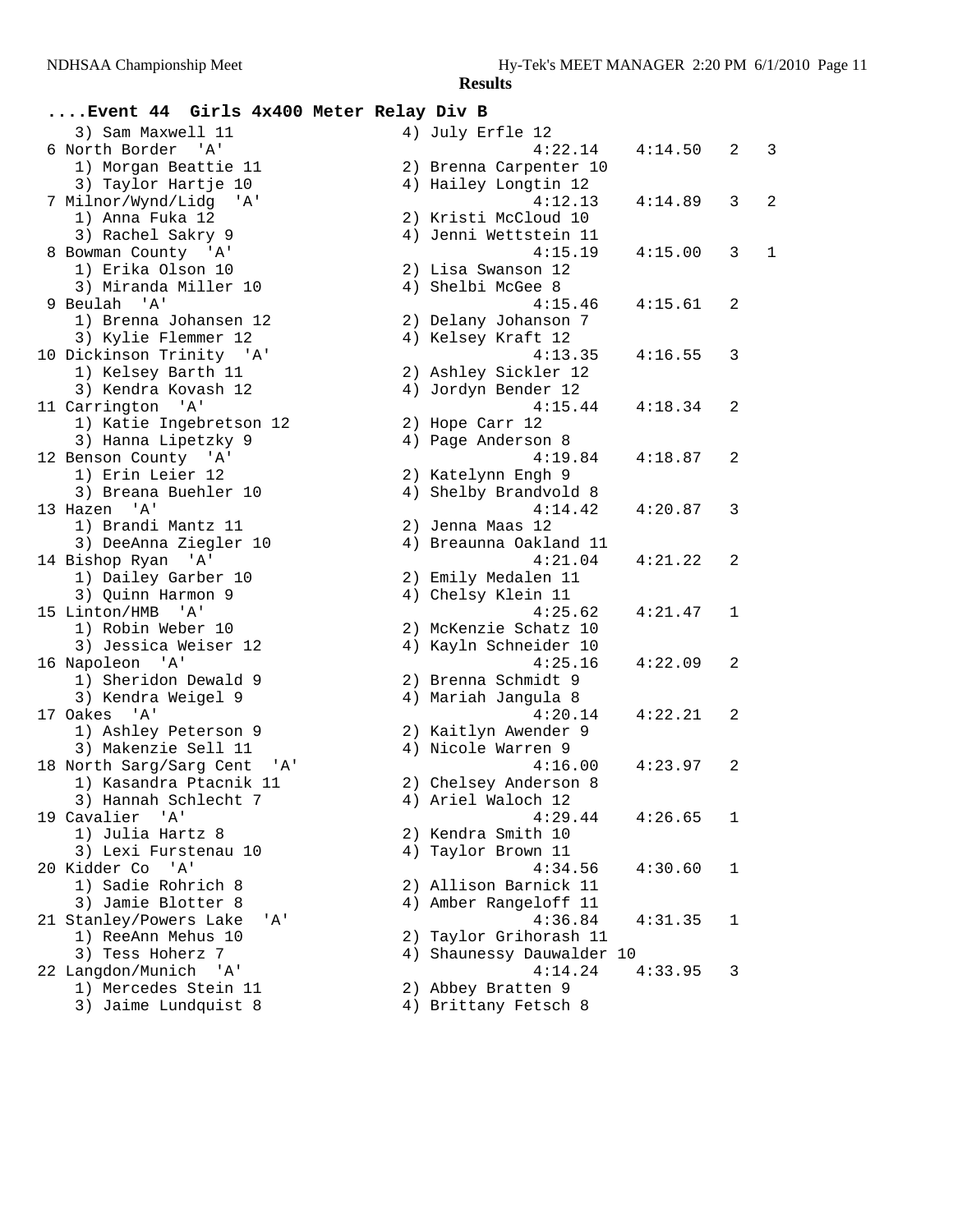**Results**

## ....Event 44 Girls 4x400 Meter Relay Div B

```
    3) Sam Maxwell 11                  4) July Erfle 12
 6 North Border  'A'                          4:22.14    4:14.50   2   3
    1) Morgan Beattie 11               2) Brenna Carpenter 10
    3) Taylor Hartje 10                4) Hailey Longtin 12
 7 Milnor/Wynd/Lidg  'A'                      4:12.13    4:14.89   3   2
    1) Anna Fuka 12                    2) Kristi McCloud 10
    3) Rachel Sakry 9                  4) Jenni Wettstein 11
 8 Bowman County  'A'                         4:15.19    4:15.00   3   1
    1) Erika Olson 10                  2) Lisa Swanson 12
    3) Miranda Miller 10               4) Shelbi McGee 8
 9 Beulah  'A'                                4:15.46    4:15.61   2
    1) Brenna Johansen 12              2) Delany Johanson 7
    3) Kylie Flemmer 12                4) Kelsey Kraft 12
10 Dickinson Trinity  'A'                     4:13.35    4:16.55   3
    1) Kelsey Barth 11                 2) Ashley Sickler 12
    3) Kendra Kovash 12                4) Jordyn Bender 12
11 Carrington  'A'                            4:15.44    4:18.34   2
    1) Katie Ingebretson 12            2) Hope Carr 12
    3) Hanna Lipetzky 9                4) Page Anderson 8
12 Benson County  'A'                         4:19.84    4:18.87   2
    1) Erin Leier 12                   2) Katelynn Engh 9
    3) Breana Buehler 10               4) Shelby Brandvold 8
13 Hazen  'A'                                 4:14.42    4:20.87   3
    1) Brandi Mantz 11                 2) Jenna Maas 12
    3) DeeAnna Ziegler 10              4) Breaunna Oakland 11
14 Bishop Ryan  'A'                           4:21.04    4:21.22   2
    1) Dailey Garber 10                2) Emily Medalen 11
    3) Quinn Harmon 9                  4) Chelsy Klein 11
15 Linton/HMB  'A'                            4:25.62    4:21.47   1
    1) Robin Weber 10                  2) McKenzie Schatz 10
    3) Jessica Weiser 12               4) Kayln Schneider 10
16 Napoleon  'A'                              4:25.16    4:22.09   2
    1) Sheridon Dewald 9               2) Brenna Schmidt 9
    3) Kendra Weigel 9                 4) Mariah Jangula 8
17 Oakes  'A'                                 4:20.14    4:22.21   2
    1) Ashley Peterson 9               2) Kaitlyn Awender 9
    3) Makenzie Sell 11                4) Nicole Warren 9
18 North Sarg/Sarg Cent  'A'                  4:16.00    4:23.97   2
    1) Kasandra Ptacnik 11             2) Chelsey Anderson 8
    3) Hannah Schlecht 7               4) Ariel Waloch 12
19 Cavalier  'A'                              4:29.44    4:26.65   1
    1) Julia Hartz 8                   2) Kendra Smith 10
    3) Lexi Furstenau 10               4) Taylor Brown 11
20 Kidder Co  'A'                             4:34.56    4:30.60   1
    1) Sadie Rohrich 8                 2) Allison Barnick 11
    3) Jamie Blotter 8                 4) Amber Rangeloff 11
21 Stanley/Powers Lake  'A'                   4:36.84    4:31.35   1
    1) ReeAnn Mehus 10                 2) Taylor Grihorash 11
    3) Tess Hoherz 7                   4) Shaunessy Dauwalder 10
22 Langdon/Munich  'A'                        4:14.24    4:33.95   3
    1) Mercedes Stein 11               2) Abbey Bratten 9
    3) Jaime Lundquist 8               4) Brittany Fetsch 8
```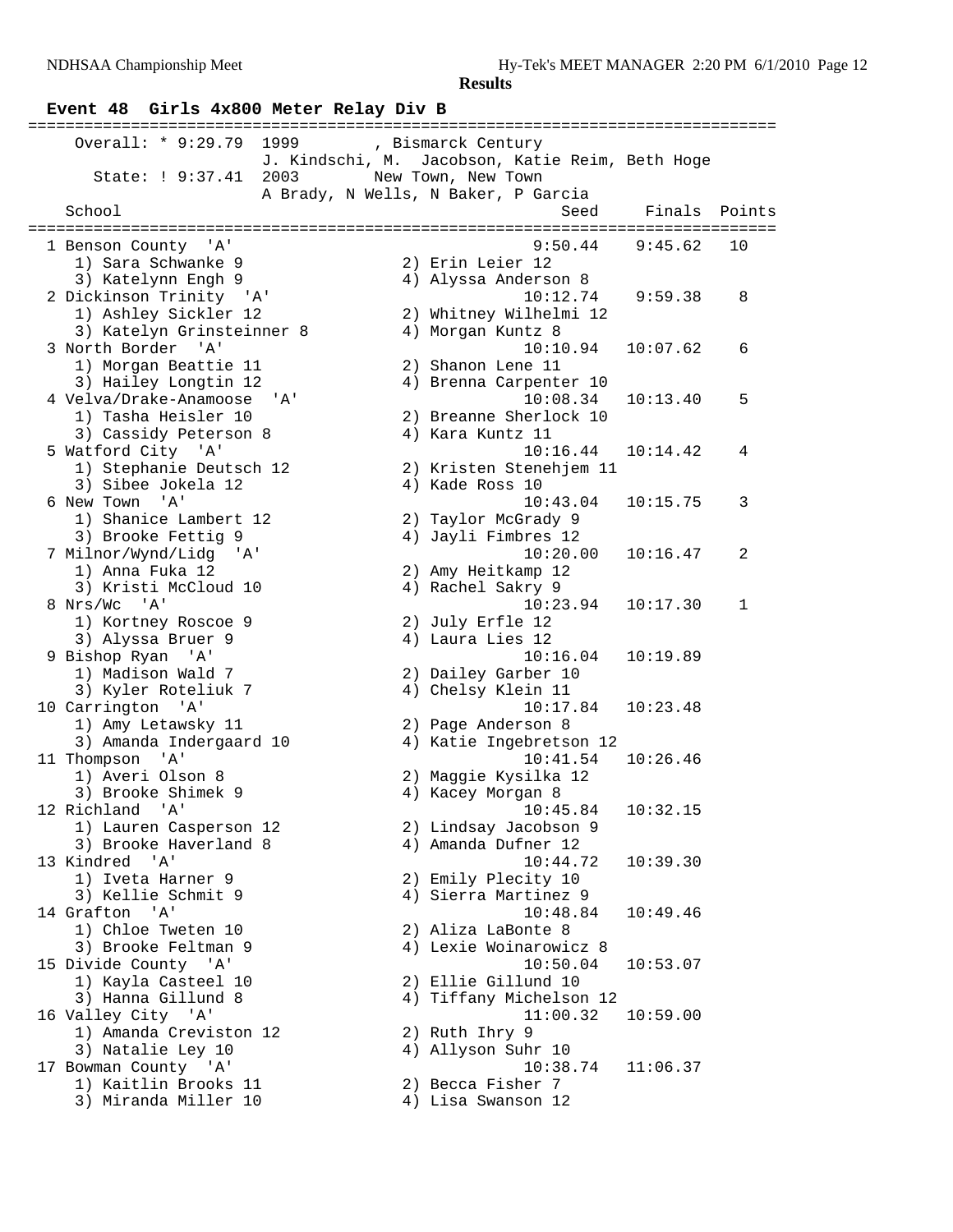**Results**

## Event 48 Girls 4x800 Meter Relay Div B

Overall: * 9:29.79 1999 , Bismarck Century
J. Kindschi, M. Jacobson, Katie Reim, Beth Hoge

State: ! 9:37.41 2003 New Town, New Town
A Brady, N Wells, N Baker, P Garcia

| Place | School | Seed | Finals | Points |
|---|---|---|---|---|
| 1 | Benson County 'A' | 9:50.44 | 9:45.62 | 10 |
| | 1) Sara Schwanke 9, 2) Erin Leier 12, 3) Katelynn Engh 9, 4) Alyssa Anderson 8 | | | |
| 2 | Dickinson Trinity 'A' | 10:12.74 | 9:59.38 | 8 |
| | 1) Ashley Sickler 12, 2) Whitney Wilhelmi 12, 3) Katelyn Grinsteinner 8, 4) Morgan Kuntz 8 | | | |
| 3 | North Border 'A' | 10:10.94 | 10:07.62 | 6 |
| | 1) Morgan Beattie 11, 2) Shanon Lene 11, 3) Hailey Longtin 12, 4) Brenna Carpenter 10 | | | |
| 4 | Velva/Drake-Anamoose 'A' | 10:08.34 | 10:13.40 | 5 |
| | 1) Tasha Heisler 10, 2) Breanne Sherlock 10, 3) Cassidy Peterson 8, 4) Kara Kuntz 11 | | | |
| 5 | Watford City 'A' | 10:16.44 | 10:14.42 | 4 |
| | 1) Stephanie Deutsch 12, 2) Kristen Stenehjem 11, 3) Sibee Jokela 12, 4) Kade Ross 10 | | | |
| 6 | New Town 'A' | 10:43.04 | 10:15.75 | 3 |
| | 1) Shanice Lambert 12, 2) Taylor McGrady 9, 3) Brooke Fettig 9, 4) Jayli Fimbres 12 | | | |
| 7 | Milnor/Wynd/Lidg 'A' | 10:20.00 | 10:16.47 | 2 |
| | 1) Anna Fuka 12, 2) Amy Heitkamp 12, 3) Kristi McCloud 10, 4) Rachel Sakry 9 | | | |
| 8 | Nrs/Wc 'A' | 10:23.94 | 10:17.30 | 1 |
| | 1) Kortney Roscoe 9, 2) July Erfle 12, 3) Alyssa Bruer 9, 4) Laura Lies 12 | | | |
| 9 | Bishop Ryan 'A' | 10:16.04 | 10:19.89 | |
| | 1) Madison Wald 7, 2) Dailey Garber 10, 3) Kyler Roteliuk 7, 4) Chelsy Klein 11 | | | |
| 10 | Carrington 'A' | 10:17.84 | 10:23.48 | |
| | 1) Amy Letawsky 11, 2) Page Anderson 8, 3) Amanda Indergaard 10, 4) Katie Ingebretson 12 | | | |
| 11 | Thompson 'A' | 10:41.54 | 10:26.46 | |
| | 1) Averi Olson 8, 2) Maggie Kysilka 12, 3) Brooke Shimek 9, 4) Kacey Morgan 8 | | | |
| 12 | Richland 'A' | 10:45.84 | 10:32.15 | |
| | 1) Lauren Casperson 12, 2) Lindsay Jacobson 9, 3) Brooke Haverland 8, 4) Amanda Dufner 12 | | | |
| 13 | Kindred 'A' | 10:44.72 | 10:39.30 | |
| | 1) Iveta Harner 9, 2) Emily Plecity 10, 3) Kellie Schmit 9, 4) Sierra Martinez 9 | | | |
| 14 | Grafton 'A' | 10:48.84 | 10:49.46 | |
| | 1) Chloe Tweten 10, 2) Aliza LaBonte 8, 3) Brooke Feltman 9, 4) Lexie Woinarowicz 8 | | | |
| 15 | Divide County 'A' | 10:50.04 | 10:53.07 | |
| | 1) Kayla Casteel 10, 2) Ellie Gillund 10, 3) Hanna Gillund 8, 4) Tiffany Michelson 12 | | | |
| 16 | Valley City 'A' | 11:00.32 | 10:59.00 | |
| | 1) Amanda Creviston 12, 2) Ruth Ihry 9, 3) Natalie Ley 10, 4) Allyson Suhr 10 | | | |
| 17 | Bowman County 'A' | 10:38.74 | 11:06.37 | |
| | 1) Kaitlin Brooks 11, 2) Becca Fisher 7, 3) Miranda Miller 10, 4) Lisa Swanson 12 | | | |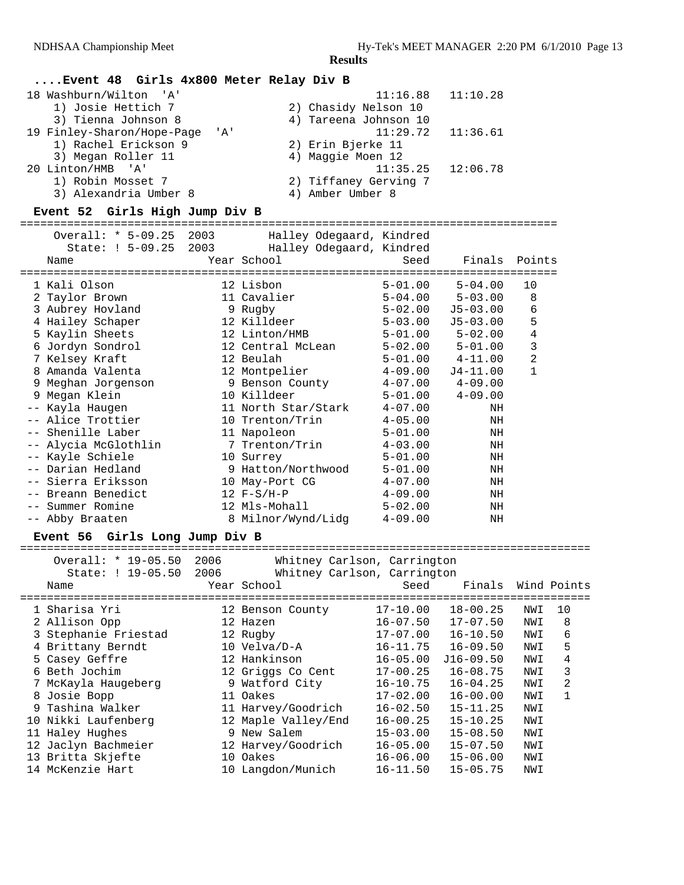## Results

### ....Event 48 Girls 4x800 Meter Relay Div B

| Place | Team | Seed | Finals |
|---|---|---|---|
| 18 | Washburn/Wilton 'A' | 11:16.88 | 11:10.28 |
| | 1) Josie Hettich 7; 2) Chasidy Nelson 10; 3) Tienna Johnson 8; 4) Tareena Johnson 10 | | |
| 19 | Finley-Sharon/Hope-Page 'A' | 11:29.72 | 11:36.61 |
| | 1) Rachel Erickson 9; 2) Erin Bjerke 11; 3) Megan Roller 11; 4) Maggie Moen 12 | | |
| 20 | Linton/HMB 'A' | 11:35.25 | 12:06.78 |
| | 1) Robin Mosset 7; 2) Tiffaney Gerving 7; 3) Alexandria Umber 8; 4) Amber Umber 8 | | |

### Event 52 Girls High Jump Div B

Overall: * 5-09.25 2003 Halley Odegaard, Kindred
State: ! 5-09.25 2003 Halley Odegaard, Kindred

| Place | Name | Year | School | Seed | Finals | Points |
|---|---|---|---|---|---|---|
| 1 | Kali Olson | 12 | Lisbon | 5-01.00 | 5-04.00 | 10 |
| 2 | Taylor Brown | 11 | Cavalier | 5-04.00 | 5-03.00 | 8 |
| 3 | Aubrey Hovland | 9 | Rugby | 5-02.00 | J5-03.00 | 6 |
| 4 | Hailey Schaper | 12 | Killdeer | 5-03.00 | J5-03.00 | 5 |
| 5 | Kaylin Sheets | 12 | Linton/HMB | 5-01.00 | 5-02.00 | 4 |
| 6 | Jordyn Sondrol | 12 | Central McLean | 5-02.00 | 5-01.00 | 3 |
| 7 | Kelsey Kraft | 12 | Beulah | 5-01.00 | 4-11.00 | 2 |
| 8 | Amanda Valenta | 12 | Montpelier | 4-09.00 | J4-11.00 | 1 |
| 9 | Meghan Jorgenson | 9 | Benson County | 4-07.00 | 4-09.00 | |
| 9 | Megan Klein | 10 | Killdeer | 5-01.00 | 4-09.00 | |
| -- | Kayla Haugen | 11 | North Star/Stark | 4-07.00 | NH | |
| -- | Alice Trottier | 10 | Trenton/Trin | 4-05.00 | NH | |
| -- | Shenille Laber | 11 | Napoleon | 5-01.00 | NH | |
| -- | Alycia McGlothlin | 7 | Trenton/Trin | 4-03.00 | NH | |
| -- | Kayle Schiele | 10 | Surrey | 5-01.00 | NH | |
| -- | Darian Hedland | 9 | Hatton/Northwood | 5-01.00 | NH | |
| -- | Sierra Eriksson | 10 | May-Port CG | 4-07.00 | NH | |
| -- | Breann Benedict | 12 | F-S/H-P | 4-09.00 | NH | |
| -- | Summer Romine | 12 | Mls-Mohall | 5-02.00 | NH | |
| -- | Abby Braaten | 8 | Milnor/Wynd/Lidg | 4-09.00 | NH | |

### Event 56 Girls Long Jump Div B

Overall: * 19-05.50 2006 Whitney Carlson, Carrington
State: ! 19-05.50 2006 Whitney Carlson, Carrington

| Place | Name | Year | School | Seed | Finals | Wind | Points |
|---|---|---|---|---|---|---|---|
| 1 | Sharisa Yri | 12 | Benson County | 17-10.00 | 18-00.25 | NWI | 10 |
| 2 | Allison Opp | 12 | Hazen | 16-07.50 | 17-07.50 | NWI | 8 |
| 3 | Stephanie Friestad | 12 | Rugby | 17-07.00 | 16-10.50 | NWI | 6 |
| 4 | Brittany Berndt | 10 | Velva/D-A | 16-11.75 | 16-09.50 | NWI | 5 |
| 5 | Casey Geffre | 12 | Hankinson | 16-05.00 | J16-09.50 | NWI | 4 |
| 6 | Beth Jochim | 12 | Griggs Co Cent | 17-00.25 | 16-08.75 | NWI | 3 |
| 7 | McKayla Haugeberg | 9 | Watford City | 16-10.75 | 16-04.25 | NWI | 2 |
| 8 | Josie Bopp | 11 | Oakes | 17-02.00 | 16-00.00 | NWI | 1 |
| 9 | Tashina Walker | 11 | Harvey/Goodrich | 16-02.50 | 15-11.25 | NWI | |
| 10 | Nikki Laufenberg | 12 | Maple Valley/End | 16-00.25 | 15-10.25 | NWI | |
| 11 | Haley Hughes | 9 | New Salem | 15-03.00 | 15-08.50 | NWI | |
| 12 | Jaclyn Bachmeier | 12 | Harvey/Goodrich | 16-05.00 | 15-07.50 | NWI | |
| 13 | Britta Skjefte | 10 | Oakes | 16-06.00 | 15-06.00 | NWI | |
| 14 | McKenzie Hart | 10 | Langdon/Munich | 16-11.50 | 15-05.75 | NWI | |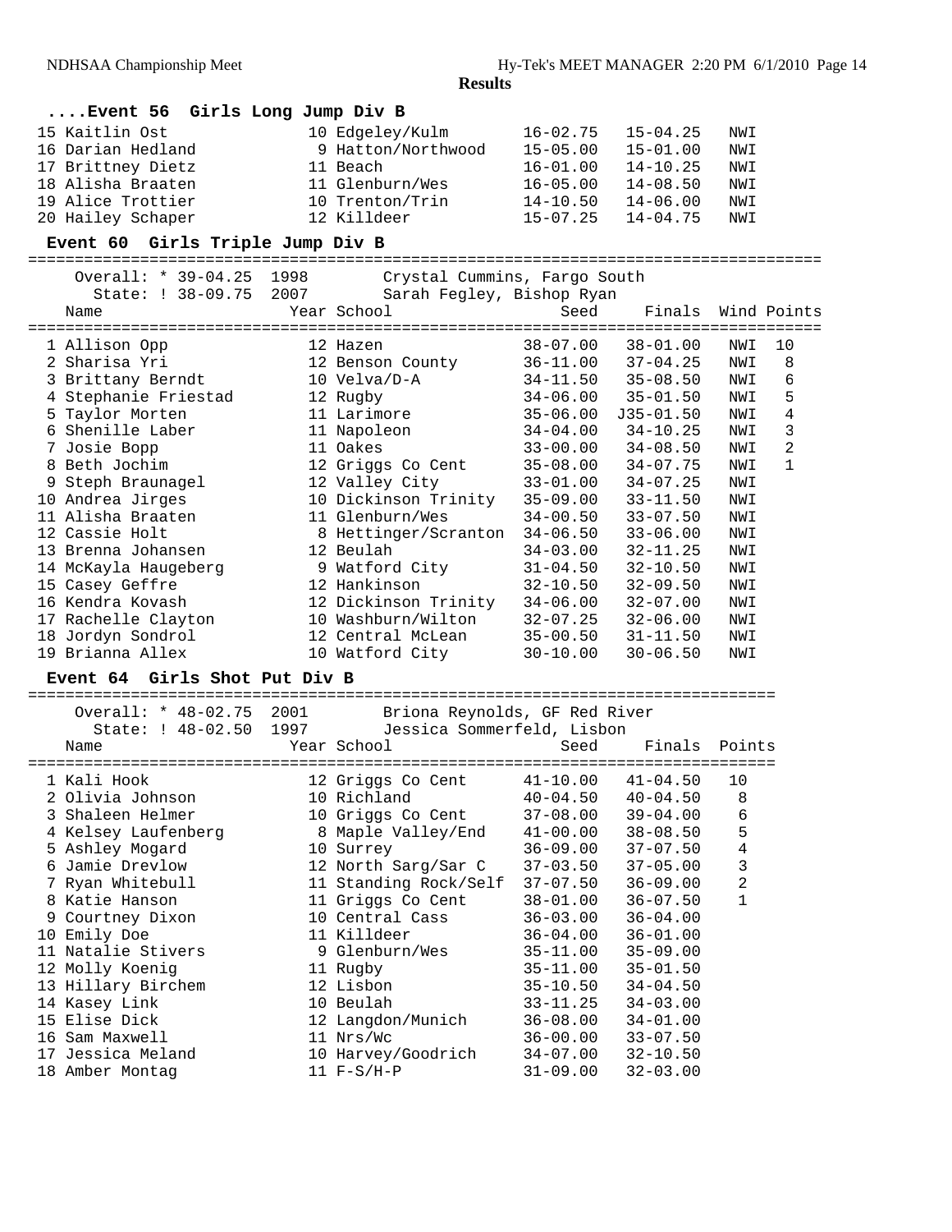**Results**

### ....Event 56 Girls Long Jump Div B

| Place | Name | Year | School | Seed | Finals | Wind |
|---|---|---|---|---|---|---|
| 15 | Kaitlin Ost | 10 | Edgeley/Kulm | 16-02.75 | 15-04.25 | NWI |
| 16 | Darian Hedland | 9 | Hatton/Northwood | 15-05.00 | 15-01.00 | NWI |
| 17 | Brittney Dietz | 11 | Beach | 16-01.00 | 14-10.25 | NWI |
| 18 | Alisha Braaten | 11 | Glenburn/Wes | 16-05.00 | 14-08.50 | NWI |
| 19 | Alice Trottier | 10 | Trenton/Trin | 14-10.50 | 14-06.00 | NWI |
| 20 | Hailey Schaper | 12 | Killdeer | 15-07.25 | 14-04.75 | NWI |

### Event 60 Girls Triple Jump Div B

Overall: * 39-04.25 1998 Crystal Cummins, Fargo South
State: ! 38-09.75 2007 Sarah Fegley, Bishop Ryan

| Place | Name | Year | School | Seed | Finals | Wind | Points |
|---|---|---|---|---|---|---|---|
| 1 | Allison Opp | 12 | Hazen | 38-07.00 | 38-01.00 | NWI | 10 |
| 2 | Sharisa Yri | 12 | Benson County | 36-11.00 | 37-04.25 | NWI | 8 |
| 3 | Brittany Berndt | 10 | Velva/D-A | 34-11.50 | 35-08.50 | NWI | 6 |
| 4 | Stephanie Friestad | 12 | Rugby | 34-06.00 | 35-01.50 | NWI | 5 |
| 5 | Taylor Morten | 11 | Larimore | 35-06.00 | J35-01.50 | NWI | 4 |
| 6 | Shenille Laber | 11 | Napoleon | 34-04.00 | 34-10.25 | NWI | 3 |
| 7 | Josie Bopp | 11 | Oakes | 33-00.00 | 34-08.50 | NWI | 2 |
| 8 | Beth Jochim | 12 | Griggs Co Cent | 35-08.00 | 34-07.75 | NWI | 1 |
| 9 | Steph Braunagel | 12 | Valley City | 33-01.00 | 34-07.25 | NWI | |
| 10 | Andrea Jirges | 10 | Dickinson Trinity | 35-09.00 | 33-11.50 | NWI | |
| 11 | Alisha Braaten | 11 | Glenburn/Wes | 34-00.50 | 33-07.50 | NWI | |
| 12 | Cassie Holt | 8 | Hettinger/Scranton | 34-06.50 | 33-06.00 | NWI | |
| 13 | Brenna Johansen | 12 | Beulah | 34-03.00 | 32-11.25 | NWI | |
| 14 | McKayla Haugeberg | 9 | Watford City | 31-04.50 | 32-10.50 | NWI | |
| 15 | Casey Geffre | 12 | Hankinson | 32-10.50 | 32-09.50 | NWI | |
| 16 | Kendra Kovash | 12 | Dickinson Trinity | 34-06.00 | 32-07.00 | NWI | |
| 17 | Rachelle Clayton | 10 | Washburn/Wilton | 32-07.25 | 32-06.00 | NWI | |
| 18 | Jordyn Sondrol | 12 | Central McLean | 35-00.50 | 31-11.50 | NWI | |
| 19 | Brianna Allex | 10 | Watford City | 30-10.00 | 30-06.50 | NWI | |

### Event 64 Girls Shot Put Div B

Overall: * 48-02.75 2001 Briona Reynolds, GF Red River
State: ! 48-02.50 1997 Jessica Sommerfeld, Lisbon

| Place | Name | Year | School | Seed | Finals | Points |
|---|---|---|---|---|---|---|
| 1 | Kali Hook | 12 | Griggs Co Cent | 41-10.00 | 41-04.50 | 10 |
| 2 | Olivia Johnson | 10 | Richland | 40-04.50 | 40-04.50 | 8 |
| 3 | Shaleen Helmer | 10 | Griggs Co Cent | 37-08.00 | 39-04.00 | 6 |
| 4 | Kelsey Laufenberg | 8 | Maple Valley/End | 41-00.00 | 38-08.50 | 5 |
| 5 | Ashley Mogard | 10 | Surrey | 36-09.00 | 37-07.50 | 4 |
| 6 | Jamie Drevlow | 12 | North Sarg/Sar C | 37-03.50 | 37-05.00 | 3 |
| 7 | Ryan Whitebull | 11 | Standing Rock/Self | 37-07.50 | 36-09.00 | 2 |
| 8 | Katie Hanson | 11 | Griggs Co Cent | 38-01.00 | 36-07.50 | 1 |
| 9 | Courtney Dixon | 10 | Central Cass | 36-03.00 | 36-04.00 | |
| 10 | Emily Doe | 11 | Killdeer | 36-04.00 | 36-01.00 | |
| 11 | Natalie Stivers | 9 | Glenburn/Wes | 35-11.00 | 35-09.00 | |
| 12 | Molly Koenig | 11 | Rugby | 35-11.00 | 35-01.50 | |
| 13 | Hillary Birchem | 12 | Lisbon | 35-10.50 | 34-04.50 | |
| 14 | Kasey Link | 10 | Beulah | 33-11.25 | 34-03.00 | |
| 15 | Elise Dick | 12 | Langdon/Munich | 36-08.00 | 34-01.00 | |
| 16 | Sam Maxwell | 11 | Nrs/Wc | 36-00.00 | 33-07.50 | |
| 17 | Jessica Meland | 10 | Harvey/Goodrich | 34-07.00 | 32-10.50 | |
| 18 | Amber Montag | 11 | F-S/H-P | 31-09.00 | 32-03.00 | |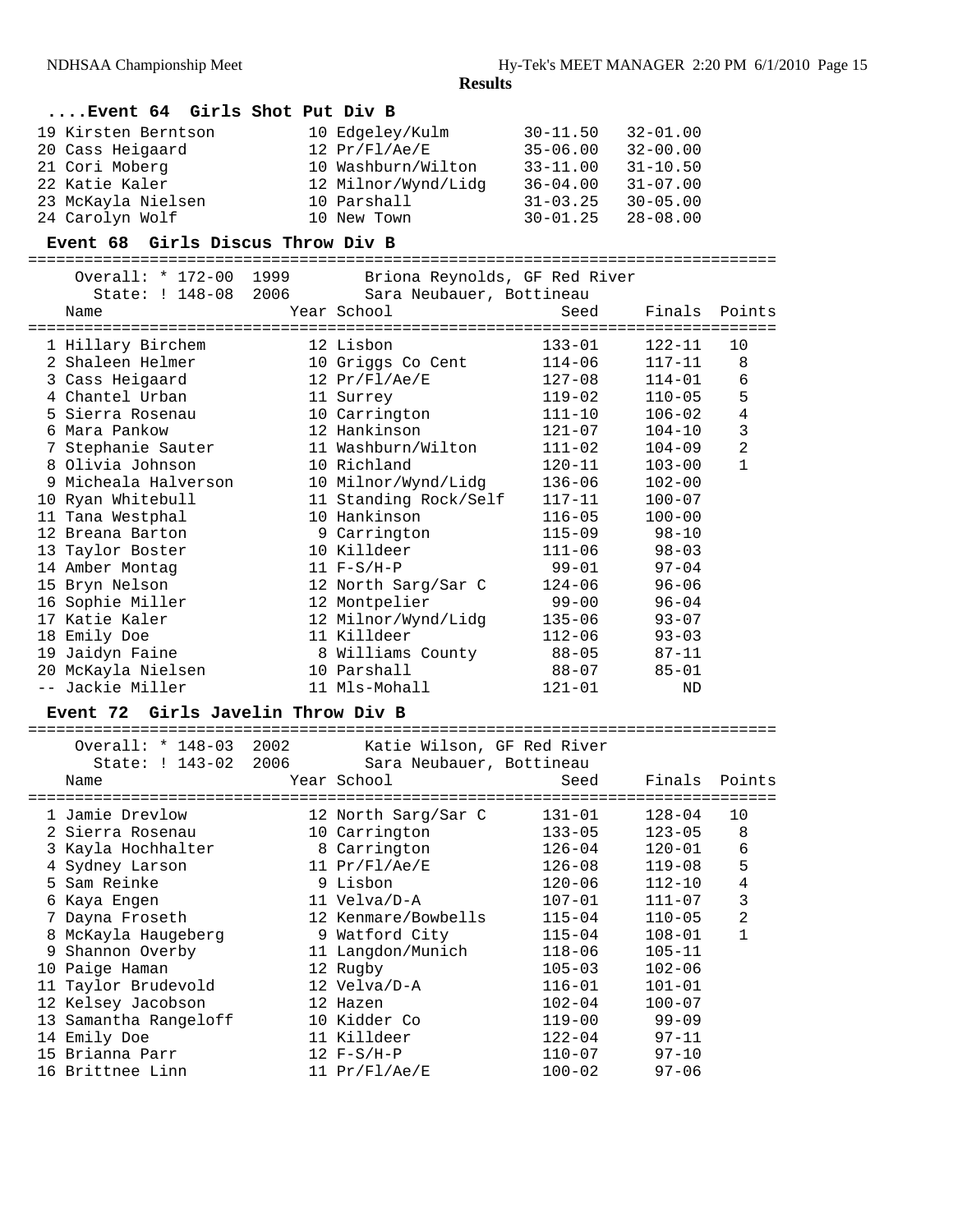## Results

### ....Event 64 Girls Shot Put Div B

| Place | Name | Year | School | Seed | Finals | Points |
|---|---|---|---|---|---|---|
| 19 | Kirsten Berntson | 10 | Edgeley/Kulm | 30-11.50 | 32-01.00 | |
| 20 | Cass Heigaard | 12 | Pr/Fl/Ae/E | 35-06.00 | 32-00.00 | |
| 21 | Cori Moberg | 10 | Washburn/Wilton | 33-11.00 | 31-10.50 | |
| 22 | Katie Kaler | 12 | Milnor/Wynd/Lidg | 36-04.00 | 31-07.00 | |
| 23 | McKayla Nielsen | 10 | Parshall | 31-03.25 | 30-05.00 | |
| 24 | Carolyn Wolf | 10 | New Town | 30-01.25 | 28-08.00 | |

### Event 68 Girls Discus Throw Div B

Overall: * 172-00 1999 Briona Reynolds, GF Red River
State: ! 148-08 2006 Sara Neubauer, Bottineau

| Place | Name | Year | School | Seed | Finals | Points |
|---|---|---|---|---|---|---|
| 1 | Hillary Birchem | 12 | Lisbon | 133-01 | 122-11 | 10 |
| 2 | Shaleen Helmer | 10 | Griggs Co Cent | 114-06 | 117-11 | 8 |
| 3 | Cass Heigaard | 12 | Pr/Fl/Ae/E | 127-08 | 114-01 | 6 |
| 4 | Chantel Urban | 11 | Surrey | 119-02 | 110-05 | 5 |
| 5 | Sierra Rosenau | 10 | Carrington | 111-10 | 106-02 | 4 |
| 6 | Mara Pankow | 12 | Hankinson | 121-07 | 104-10 | 3 |
| 7 | Stephanie Sauter | 11 | Washburn/Wilton | 111-02 | 104-09 | 2 |
| 8 | Olivia Johnson | 10 | Richland | 120-11 | 103-00 | 1 |
| 9 | Micheala Halverson | 10 | Milnor/Wynd/Lidg | 136-06 | 102-00 | |
| 10 | Ryan Whitebull | 11 | Standing Rock/Self | 117-11 | 100-07 | |
| 11 | Tana Westphal | 10 | Hankinson | 116-05 | 100-00 | |
| 12 | Breana Barton | 9 | Carrington | 115-09 | 98-10 | |
| 13 | Taylor Boster | 10 | Killdeer | 111-06 | 98-03 | |
| 14 | Amber Montag | 11 | F-S/H-P | 99-01 | 97-04 | |
| 15 | Bryn Nelson | 12 | North Sarg/Sar C | 124-06 | 96-06 | |
| 16 | Sophie Miller | 12 | Montpelier | 99-00 | 96-04 | |
| 17 | Katie Kaler | 12 | Milnor/Wynd/Lidg | 135-06 | 93-07 | |
| 18 | Emily Doe | 11 | Killdeer | 112-06 | 93-03 | |
| 19 | Jaidyn Faine | 8 | Williams County | 88-05 | 87-11 | |
| 20 | McKayla Nielsen | 10 | Parshall | 88-07 | 85-01 | |
| -- | Jackie Miller | 11 | Mls-Mohall | 121-01 | ND | |

### Event 72 Girls Javelin Throw Div B

Overall: * 148-03 2002 Katie Wilson, GF Red River
State: ! 143-02 2006 Sara Neubauer, Bottineau

| Place | Name | Year | School | Seed | Finals | Points |
|---|---|---|---|---|---|---|
| 1 | Jamie Drevlow | 12 | North Sarg/Sar C | 131-01 | 128-04 | 10 |
| 2 | Sierra Rosenau | 10 | Carrington | 133-05 | 123-05 | 8 |
| 3 | Kayla Hochhalter | 8 | Carrington | 126-04 | 120-01 | 6 |
| 4 | Sydney Larson | 11 | Pr/Fl/Ae/E | 126-08 | 119-08 | 5 |
| 5 | Sam Reinke | 9 | Lisbon | 120-06 | 112-10 | 4 |
| 6 | Kaya Engen | 11 | Velva/D-A | 107-01 | 111-07 | 3 |
| 7 | Dayna Froseth | 12 | Kenmare/Bowbells | 115-04 | 110-05 | 2 |
| 8 | McKayla Haugeberg | 9 | Watford City | 115-04 | 108-01 | 1 |
| 9 | Shannon Overby | 11 | Langdon/Munich | 118-06 | 105-11 | |
| 10 | Paige Haman | 12 | Rugby | 105-03 | 102-06 | |
| 11 | Taylor Brudevold | 12 | Velva/D-A | 116-01 | 101-01 | |
| 12 | Kelsey Jacobson | 12 | Hazen | 102-04 | 100-07 | |
| 13 | Samantha Rangeloff | 10 | Kidder Co | 119-00 | 99-09 | |
| 14 | Emily Doe | 11 | Killdeer | 122-04 | 97-11 | |
| 15 | Brianna Parr | 12 | F-S/H-P | 110-07 | 97-10 | |
| 16 | Brittnee Linn | 11 | Pr/Fl/Ae/E | 100-02 | 97-06 | |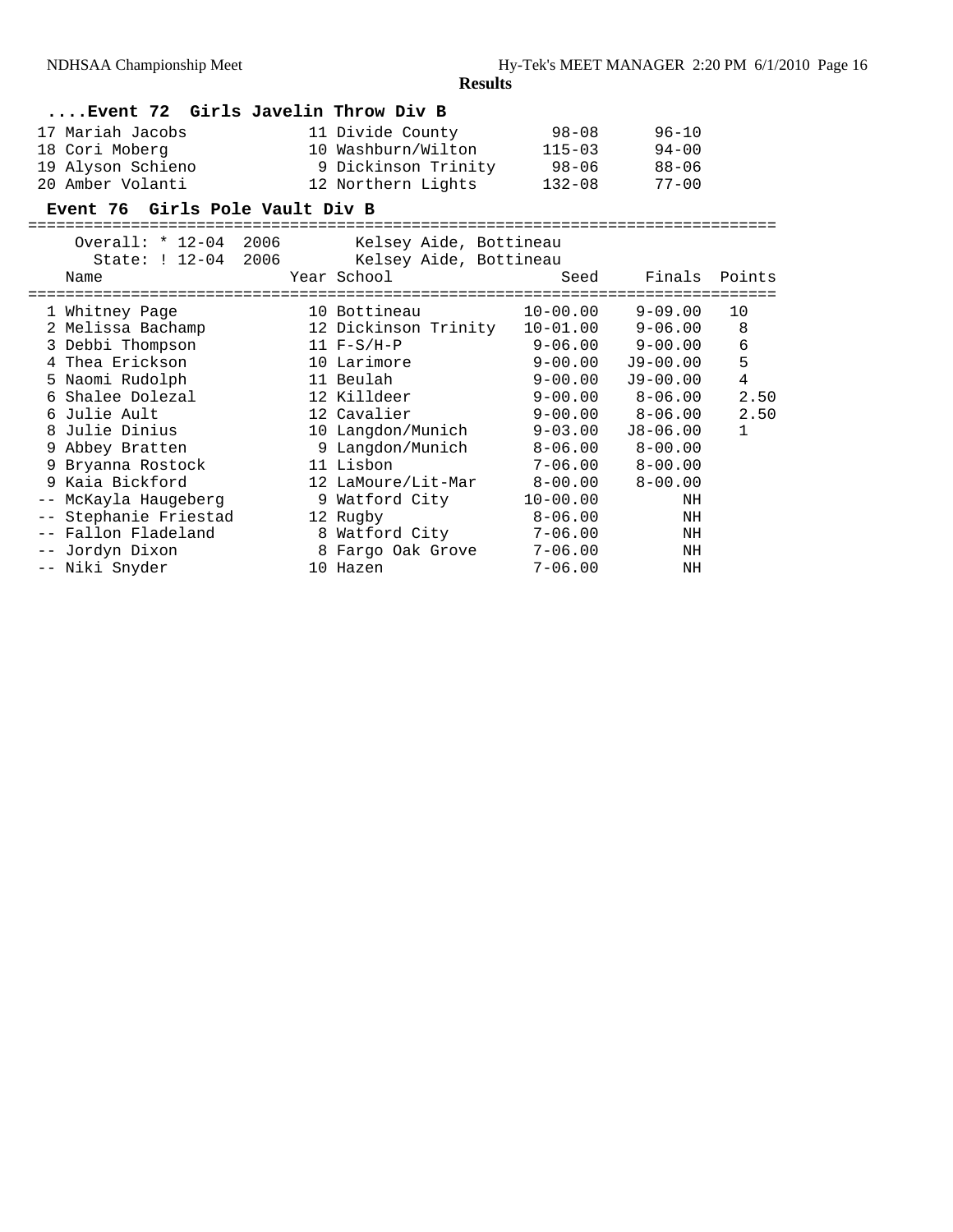## Results

### ....Event 72 Girls Javelin Throw Div B

| | | | | | |
|---|---|---|---|---|---|
| 17 | Mariah Jacobs | 11 | Divide County | 98-08 | 96-10 |
| 18 | Cori Moberg | 10 | Washburn/Wilton | 115-03 | 94-00 |
| 19 | Alyson Schieno | 9 | Dickinson Trinity | 98-06 | 88-06 |
| 20 | Amber Volanti | 12 | Northern Lights | 132-08 | 77-00 |

### Event 76 Girls Pole Vault Div B

Overall: * 12-04 2006 Kelsey Aide, Bottineau
State: ! 12-04 2006 Kelsey Aide, Bottineau

| | Name | Year | School | Seed | Finals | Points |
|---|---|---|---|---|---|---|
| 1 | Whitney Page | 10 | Bottineau | 10-00.00 | 9-09.00 | 10 |
| 2 | Melissa Bachamp | 12 | Dickinson Trinity | 10-01.00 | 9-06.00 | 8 |
| 3 | Debbi Thompson | 11 | F-S/H-P | 9-06.00 | 9-00.00 | 6 |
| 4 | Thea Erickson | 10 | Larimore | 9-00.00 | J9-00.00 | 5 |
| 5 | Naomi Rudolph | 11 | Beulah | 9-00.00 | J9-00.00 | 4 |
| 6 | Shalee Dolezal | 12 | Killdeer | 9-00.00 | 8-06.00 | 2.50 |
| 6 | Julie Ault | 12 | Cavalier | 9-00.00 | 8-06.00 | 2.50 |
| 8 | Julie Dinius | 10 | Langdon/Munich | 9-03.00 | J8-06.00 | 1 |
| 9 | Abbey Bratten | 9 | Langdon/Munich | 8-06.00 | 8-00.00 | |
| 9 | Bryanna Rostock | 11 | Lisbon | 7-06.00 | 8-00.00 | |
| 9 | Kaia Bickford | 12 | LaMoure/Lit-Mar | 8-00.00 | 8-00.00 | |
| -- | McKayla Haugeberg | 9 | Watford City | 10-00.00 | NH | |
| -- | Stephanie Friestad | 12 | Rugby | 8-06.00 | NH | |
| -- | Fallon Fladeland | 8 | Watford City | 7-06.00 | NH | |
| -- | Jordyn Dixon | 8 | Fargo Oak Grove | 7-06.00 | NH | |
| -- | Niki Snyder | 10 | Hazen | 7-06.00 | NH | |